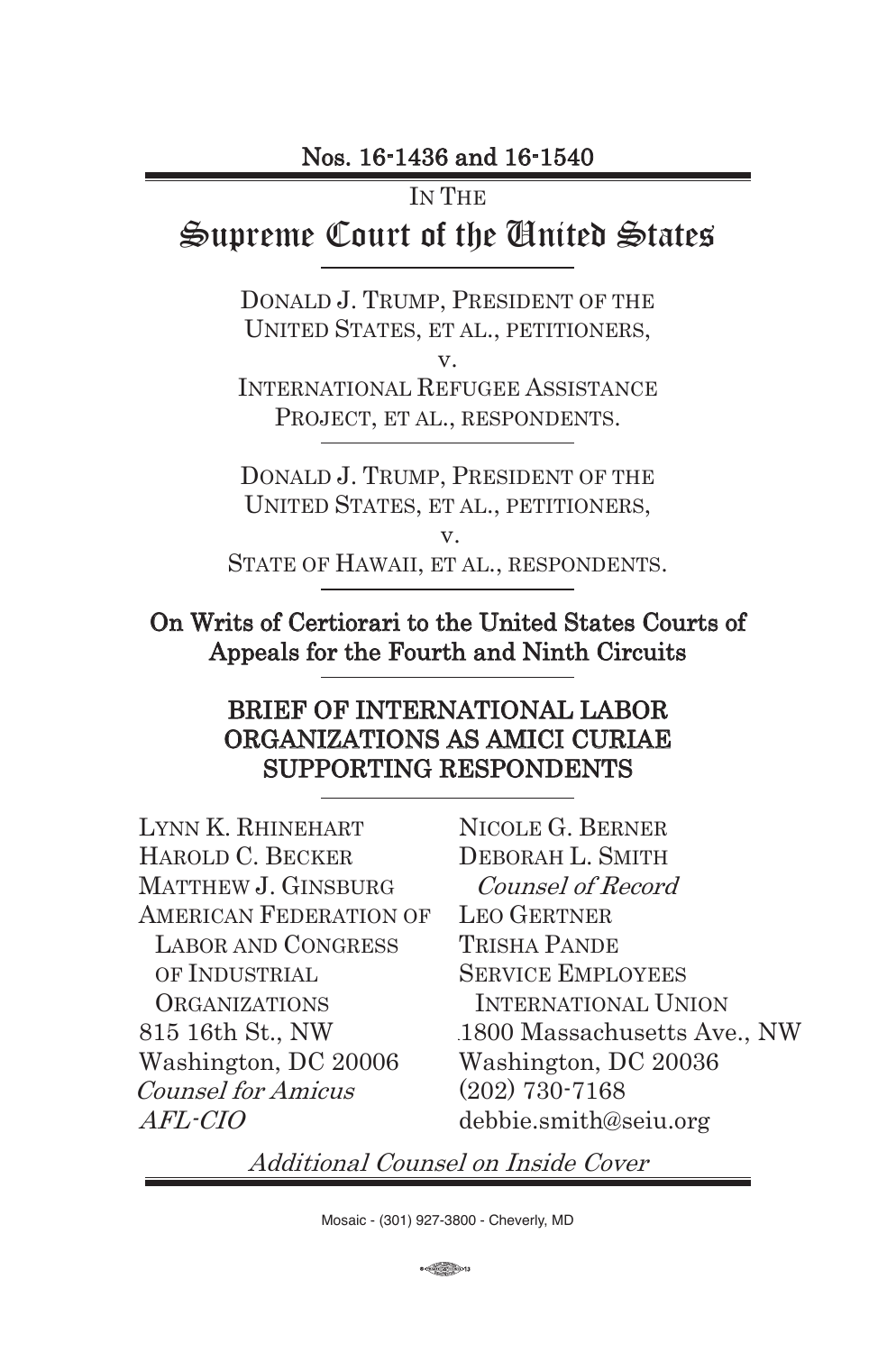Nos. 16-1436 and 16-1540

IN THE

# Supreme Court of the United States

DONALD J. TRUMP, PRESIDENT OF THE UNITED STATES, ET AL., PETITIONERS,

v.

INTERNATIONAL REFUGEE ASSISTANCE PROJECT, ET AL., RESPONDENTS.

DONALD J. TRUMP, PRESIDENT OF THE UNITED STATES, ET AL., PETITIONERS,

v.

STATE OF HAWAII, ET AL., RESPONDENTS.

**On Writs of Certiorari to the United States Courts of Appeals for the Fourth and Ninth Circuits**

## BRIEF OF INTERNATIONAL LABOR ORGANIZATIONS AS AMICI CURIAE SUPPORTING RESPONDENTS

LYNN K. RHINEHART
HAROLD C. BECKER
MATTHEW J. GINSBURG
AMERICAN FEDERATION OF LABOR AND CONGRESS OF INDUSTRIAL ORGANIZATIONS
815 16th St., NW
Washington, DC 20006
*Counsel for Amicus AFL-CIO*

NICOLE G. BERNER
DEBORAH L. SMITH
*Counsel of Record*
LEO GERTNER
TRISHA PANDE
SERVICE EMPLOYEES INTERNATIONAL UNION
1800 Massachusetts Ave., NW
Washington, DC 20036
(202) 730-7168
debbie.smith@seiu.org

*Additional Counsel on Inside Cover*

Mosaic - (301) 927-3800 - Cheverly, MD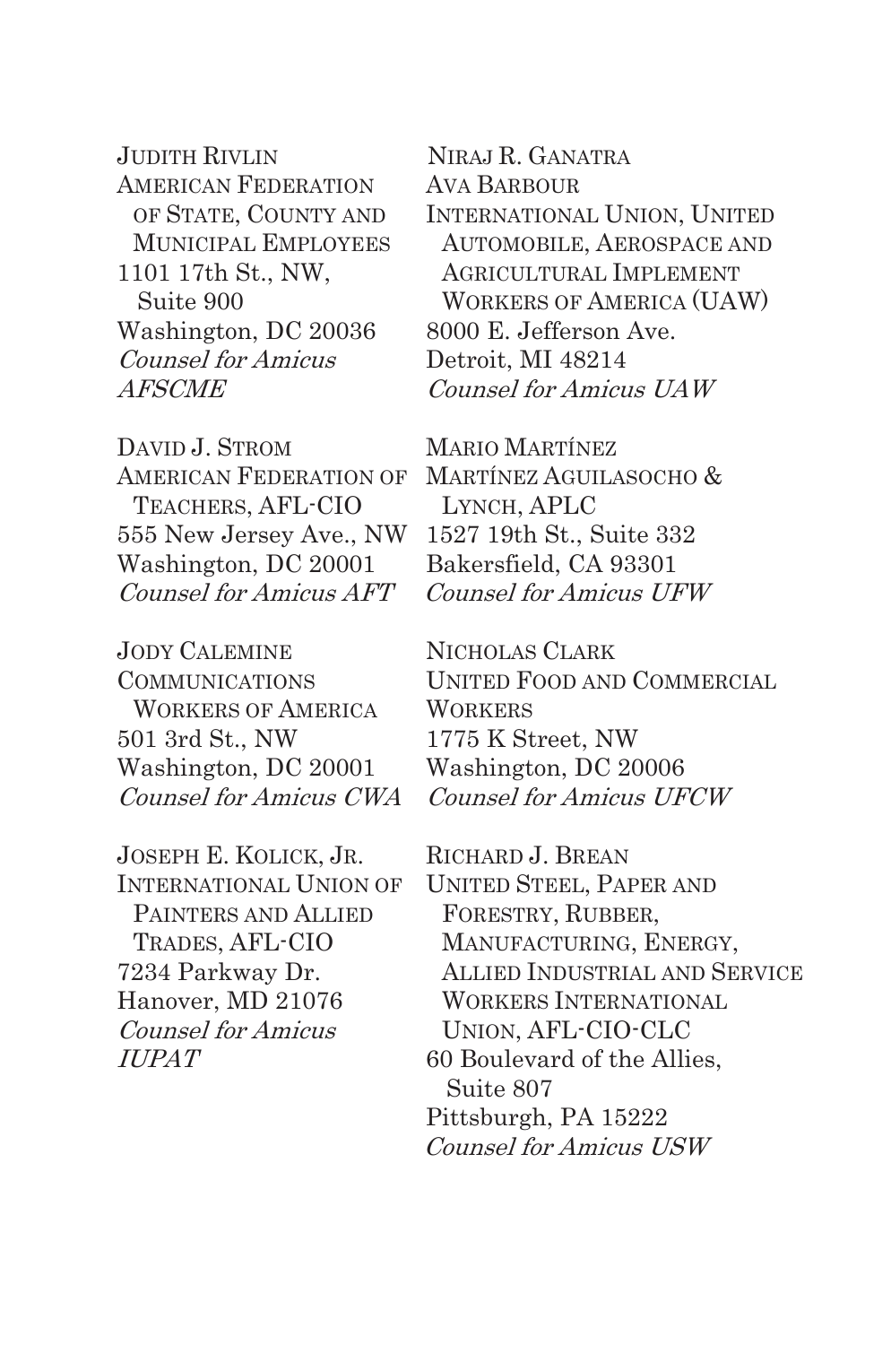JUDITH RIVLIN
AMERICAN FEDERATION OF STATE, COUNTY AND MUNICIPAL EMPLOYEES
1101 17th St., NW, Suite 900
Washington, DC 20036
*Counsel for Amicus AFSCME*

DAVID J. STROM
AMERICAN FEDERATION OF TEACHERS, AFL-CIO
555 New Jersey Ave., NW
Washington, DC 20001
*Counsel for Amicus AFT*

JODY CALEMINE
COMMUNICATIONS WORKERS OF AMERICA
501 3rd St., NW
Washington, DC 20001
*Counsel for Amicus CWA*

JOSEPH E. KOLICK, JR.
INTERNATIONAL UNION OF PAINTERS AND ALLIED TRADES, AFL-CIO
7234 Parkway Dr.
Hanover, MD 21076
*Counsel for Amicus IUPAT*

NIRAJ R. GANATRA
AVA BARBOUR
INTERNATIONAL UNION, UNITED AUTOMOBILE, AEROSPACE AND AGRICULTURAL IMPLEMENT WORKERS OF AMERICA (UAW)
8000 E. Jefferson Ave.
Detroit, MI 48214
*Counsel for Amicus UAW*

MARIO MARTÍNEZ
MARTÍNEZ AGUILASOCHO & LYNCH, APLC
1527 19th St., Suite 332
Bakersfield, CA 93301
*Counsel for Amicus UFW*

NICHOLAS CLARK
UNITED FOOD AND COMMERCIAL WORKERS
1775 K Street, NW
Washington, DC 20006
*Counsel for Amicus UFCW*

RICHARD J. BREAN
UNITED STEEL, PAPER AND FORESTRY, RUBBER, MANUFACTURING, ENERGY, ALLIED INDUSTRIAL AND SERVICE WORKERS INTERNATIONAL UNION, AFL-CIO-CLC
60 Boulevard of the Allies, Suite 807
Pittsburgh, PA 15222
*Counsel for Amicus USW*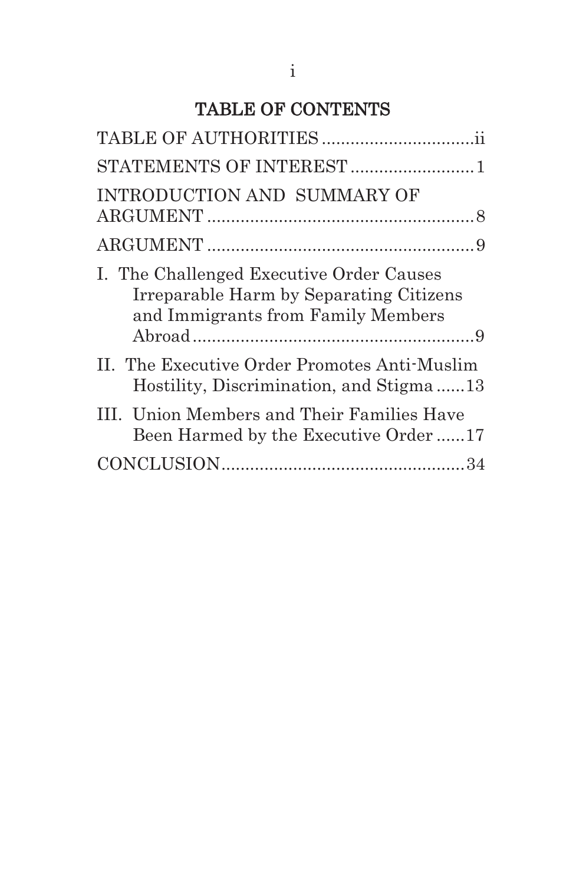# TABLE OF CONTENTS

TABLE OF AUTHORITIES ................................ii

STATEMENTS OF INTEREST ..........................1

INTRODUCTION AND SUMMARY OF ARGUMENT ........................................................8

ARGUMENT ........................................................9

I. The Challenged Executive Order Causes Irreparable Harm by Separating Citizens and Immigrants from Family Members Abroad ............................................................9

II. The Executive Order Promotes Anti-Muslim Hostility, Discrimination, and Stigma ......13

III. Union Members and Their Families Have Been Harmed by the Executive Order ......17

CONCLUSION...................................................34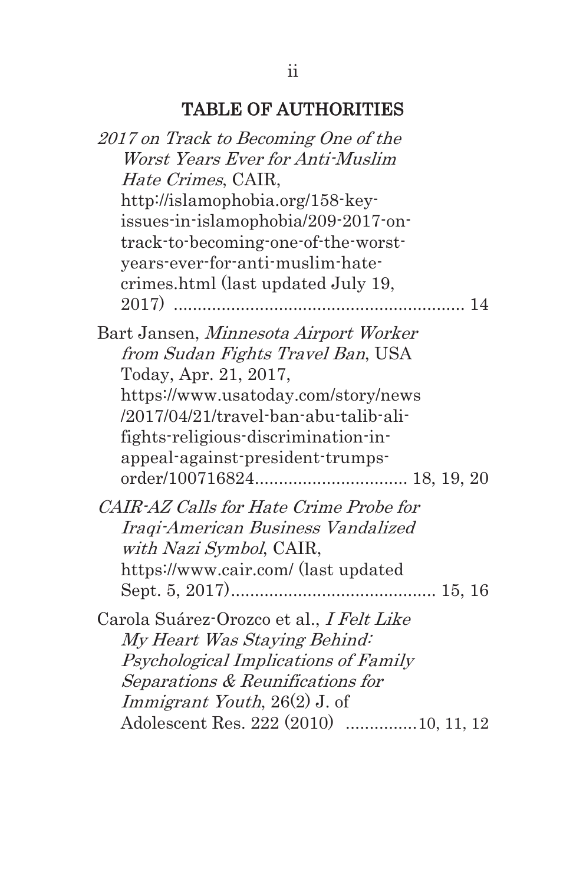## TABLE OF AUTHORITIES

*2017 on Track to Becoming One of the Worst Years Ever for Anti-Muslim Hate Crimes*, CAIR, http://islamophobia.org/158-key-issues-in-islamophobia/209-2017-on-track-to-becoming-one-of-the-worst-years-ever-for-anti-muslim-hate-crimes.html (last updated July 19, 2017) ............................................................ 14

Bart Jansen, *Minnesota Airport Worker from Sudan Fights Travel Ban*, USA Today, Apr. 21, 2017, https://www.usatoday.com/story/news/2017/04/21/travel-ban-abu-talib-ali-fights-religious-discrimination-in-appeal-against-president-trumps-order/100716824................................ 18, 19, 20

*CAIR-AZ Calls for Hate Crime Probe for Iraqi-American Business Vandalized with Nazi Symbol*, CAIR, https://www.cair.com/ (last updated Sept. 5, 2017)........................................... 15, 16

Carola Suárez-Orozco et al., *I Felt Like My Heart Was Staying Behind: Psychological Implications of Family Separations & Reunifications for Immigrant Youth*, 26(2) J. of Adolescent Res. 222 (2010) ...............10, 11, 12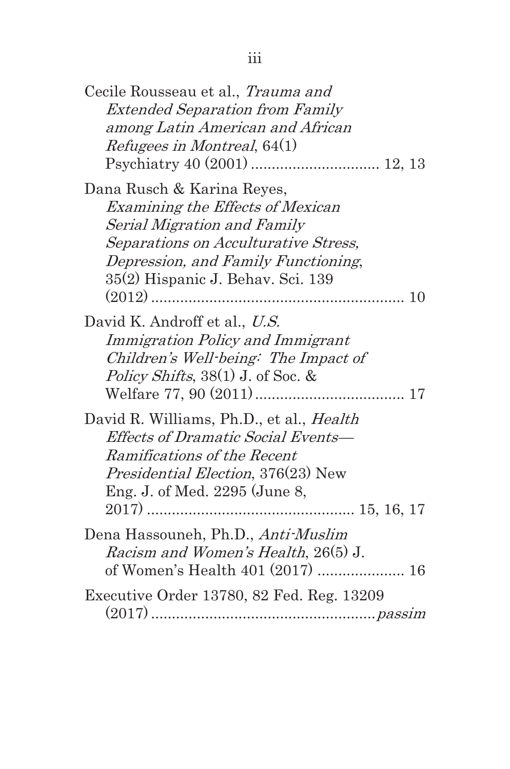Cecile Rousseau et al., *Trauma and Extended Separation from Family among Latin American and African Refugees in Montreal*, 64(1) Psychiatry 40 (2001) .............................. 12, 13

Dana Rusch & Karina Reyes, *Examining the Effects of Mexican Serial Migration and Family Separations on Acculturative Stress, Depression, and Family Functioning*, 35(2) Hispanic J. Behav. Sci. 139 (2012) ............................................................ 10

David K. Androff et al., *U.S. Immigration Policy and Immigrant Children's Well-being: The Impact of Policy Shifts*, 38(1) J. of Soc. & Welfare 77, 90 (2011) .................................... 17

David R. Williams, Ph.D., et al., *Health Effects of Dramatic Social Events—Ramifications of the Recent Presidential Election*, 376(23) New Eng. J. of Med. 2295 (June 8, 2017) ................................................. 15, 16, 17

Dena Hassouneh, Ph.D., *Anti-Muslim Racism and Women's Health*, 26(5) J. of Women's Health 401 (2017) ..................... 16

Executive Order 13780, 82 Fed. Reg. 13209 (2017) ..................................................... *passim*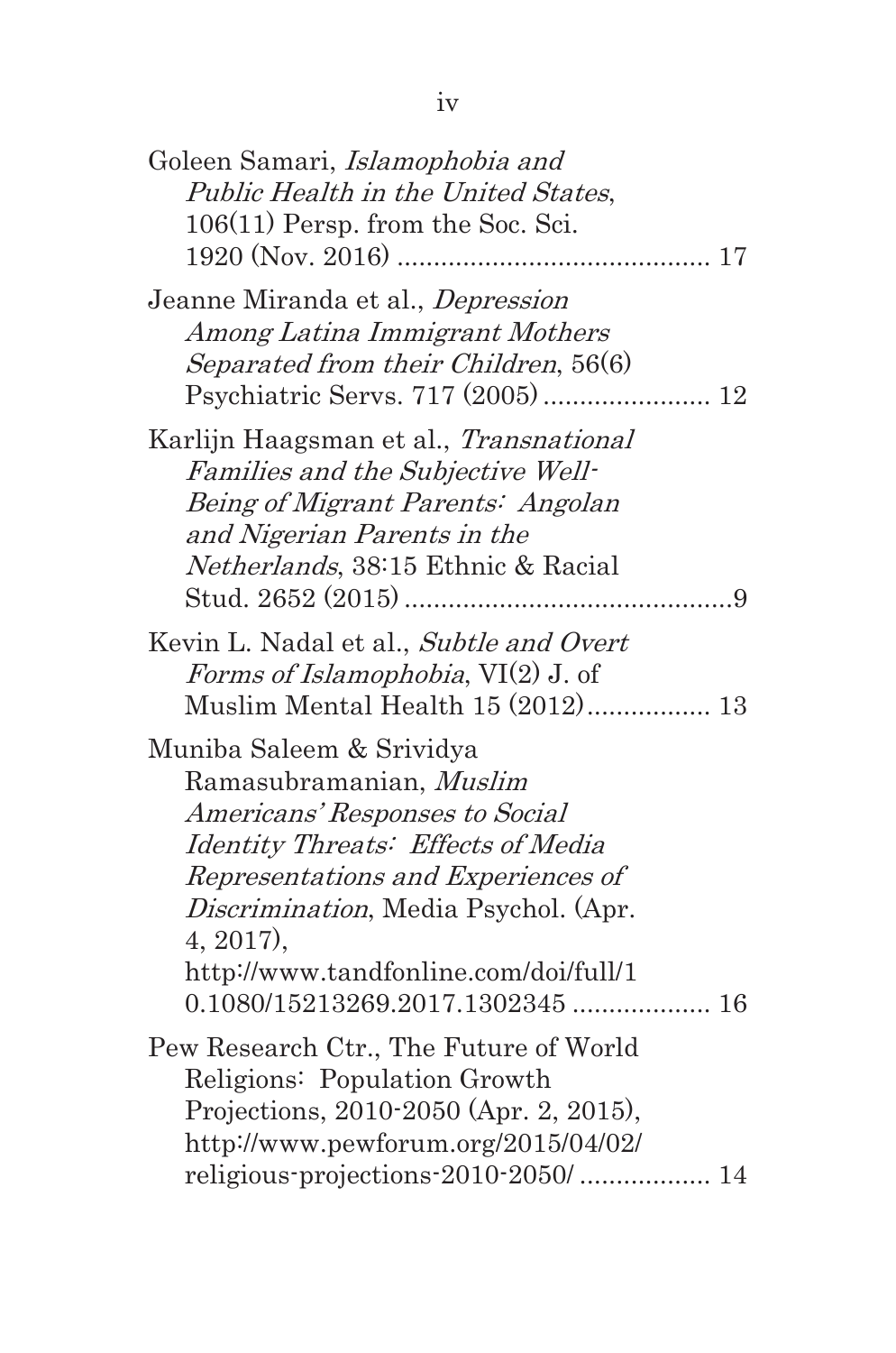Goleen Samari, *Islamophobia and Public Health in the United States*, 106(11) Persp. from the Soc. Sci. 1920 (Nov. 2016) ........................................... 17

Jeanne Miranda et al., *Depression Among Latina Immigrant Mothers Separated from their Children*, 56(6) Psychiatric Servs. 717 (2005) ....................... 12

Karlijn Haagsman et al., *Transnational Families and the Subjective Well-Being of Migrant Parents: Angolan and Nigerian Parents in the Netherlands*, 38:15 Ethnic & Racial Stud. 2652 (2015) .............................................9

Kevin L. Nadal et al., *Subtle and Overt Forms of Islamophobia*, VI(2) J. of Muslim Mental Health 15 (2012)................. 13

Muniba Saleem & Srividya Ramasubramanian, *Muslim Americans' Responses to Social Identity Threats: Effects of Media Representations and Experiences of Discrimination*, Media Psychol. (Apr. 4, 2017), http://www.tandfonline.com/doi/full/10.1080/15213269.2017.1302345 ................... 16

Pew Research Ctr., The Future of World Religions: Population Growth Projections, 2010-2050 (Apr. 2, 2015), http://www.pewforum.org/2015/04/02/religious-projections-2010-2050/ .................. 14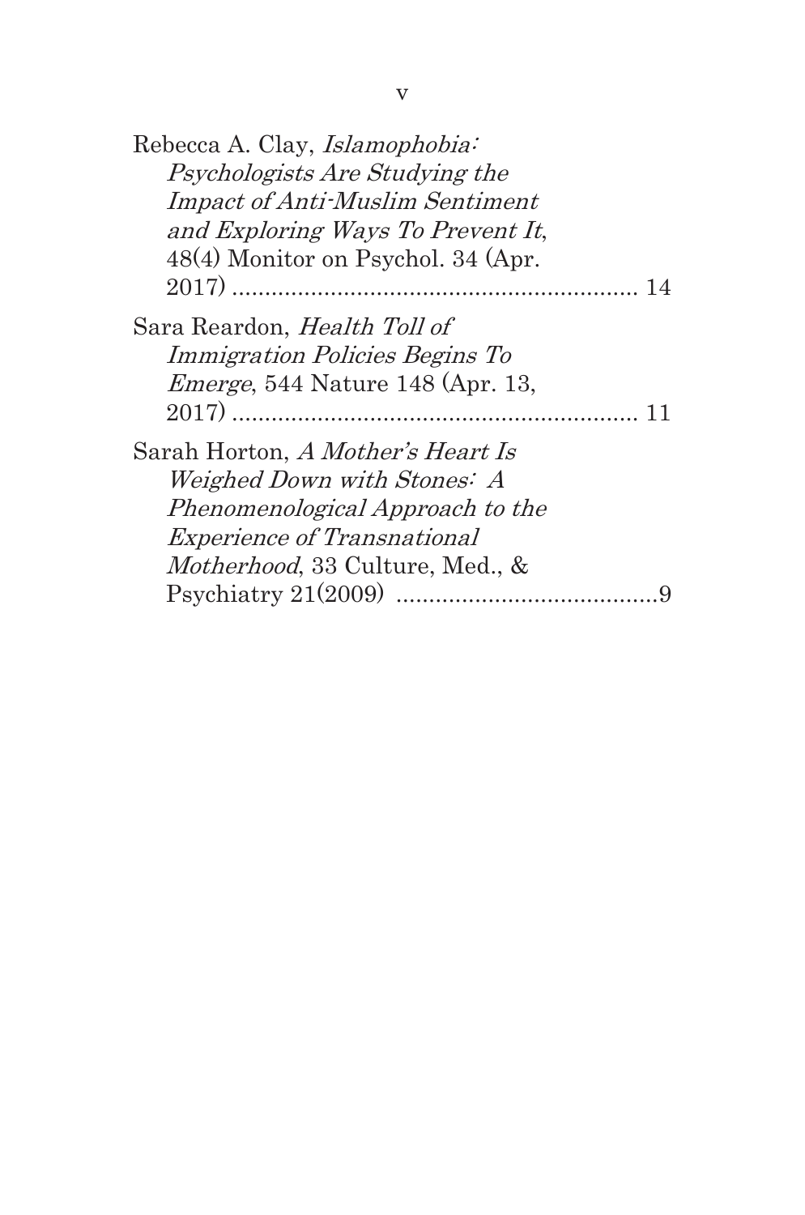Rebecca A. Clay, *Islamophobia: Psychologists Are Studying the Impact of Anti-Muslim Sentiment and Exploring Ways To Prevent It*, 48(4) Monitor on Psychol. 34 (Apr. 2017) .............................................................. 14

Sara Reardon, *Health Toll of Immigration Policies Begins To Emerge*, 544 Nature 148 (Apr. 13, 2017) .............................................................. 11

Sarah Horton, *A Mother's Heart Is Weighed Down with Stones: A Phenomenological Approach to the Experience of Transnational Motherhood*, 33 Culture, Med., & Psychiatry 21(2009) ........................................9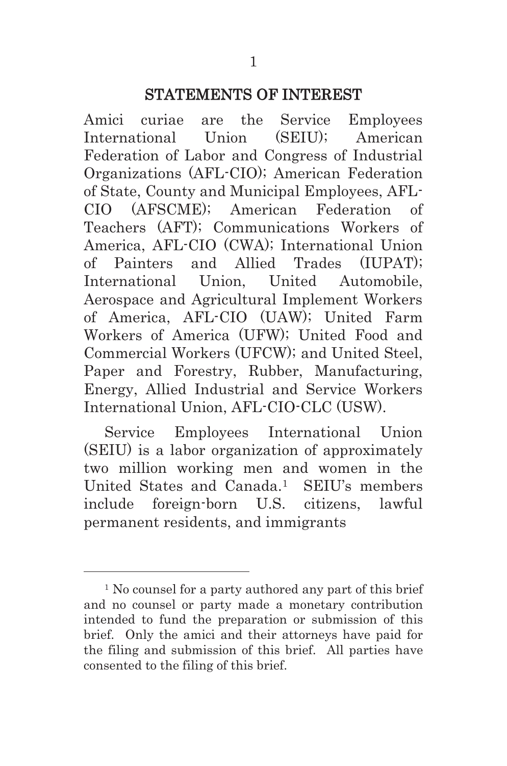## STATEMENTS OF INTEREST

Amici curiae are the Service Employees International Union (SEIU); American Federation of Labor and Congress of Industrial Organizations (AFL-CIO); American Federation of State, County and Municipal Employees, AFL-CIO (AFSCME); American Federation of Teachers (AFT); Communications Workers of America, AFL-CIO (CWA); International Union of Painters and Allied Trades (IUPAT); International Union, United Automobile, Aerospace and Agricultural Implement Workers of America, AFL-CIO (UAW); United Farm Workers of America (UFW); United Food and Commercial Workers (UFCW); and United Steel, Paper and Forestry, Rubber, Manufacturing, Energy, Allied Industrial and Service Workers International Union, AFL-CIO-CLC (USW).

Service Employees International Union (SEIU) is a labor organization of approximately two million working men and women in the United States and Canada.[1] SEIU's members include foreign-born U.S. citizens, lawful permanent residents, and immigrants

---

[1] No counsel for a party authored any part of this brief and no counsel or party made a monetary contribution intended to fund the preparation or submission of this brief. Only the amici and their attorneys have paid for the filing and submission of this brief. All parties have consented to the filing of this brief.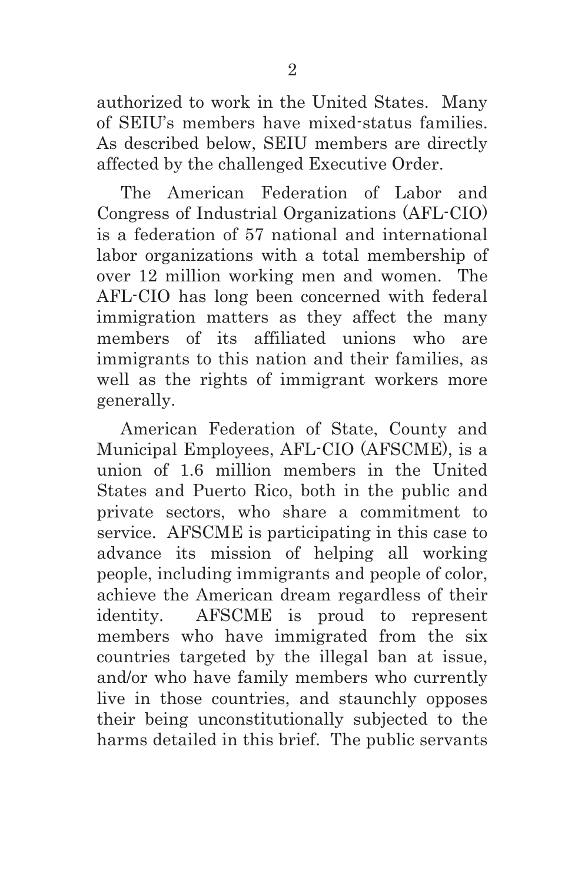authorized to work in the United States. Many of SEIU's members have mixed-status families. As described below, SEIU members are directly affected by the challenged Executive Order.

The American Federation of Labor and Congress of Industrial Organizations (AFL-CIO) is a federation of 57 national and international labor organizations with a total membership of over 12 million working men and women. The AFL-CIO has long been concerned with federal immigration matters as they affect the many members of its affiliated unions who are immigrants to this nation and their families, as well as the rights of immigrant workers more generally.

American Federation of State, County and Municipal Employees, AFL-CIO (AFSCME), is a union of 1.6 million members in the United States and Puerto Rico, both in the public and private sectors, who share a commitment to service. AFSCME is participating in this case to advance its mission of helping all working people, including immigrants and people of color, achieve the American dream regardless of their identity. AFSCME is proud to represent members who have immigrated from the six countries targeted by the illegal ban at issue, and/or who have family members who currently live in those countries, and staunchly opposes their being unconstitutionally subjected to the harms detailed in this brief. The public servants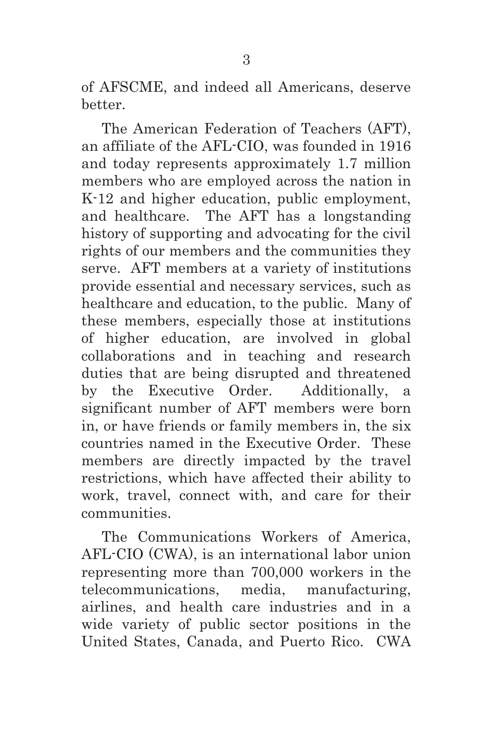of AFSCME, and indeed all Americans, deserve better.

The American Federation of Teachers (AFT), an affiliate of the AFL-CIO, was founded in 1916 and today represents approximately 1.7 million members who are employed across the nation in K-12 and higher education, public employment, and healthcare. The AFT has a longstanding history of supporting and advocating for the civil rights of our members and the communities they serve. AFT members at a variety of institutions provide essential and necessary services, such as healthcare and education, to the public. Many of these members, especially those at institutions of higher education, are involved in global collaborations and in teaching and research duties that are being disrupted and threatened by the Executive Order. Additionally, a significant number of AFT members were born in, or have friends or family members in, the six countries named in the Executive Order. These members are directly impacted by the travel restrictions, which have affected their ability to work, travel, connect with, and care for their communities.

The Communications Workers of America, AFL-CIO (CWA), is an international labor union representing more than 700,000 workers in the telecommunications, media, manufacturing, airlines, and health care industries and in a wide variety of public sector positions in the United States, Canada, and Puerto Rico. CWA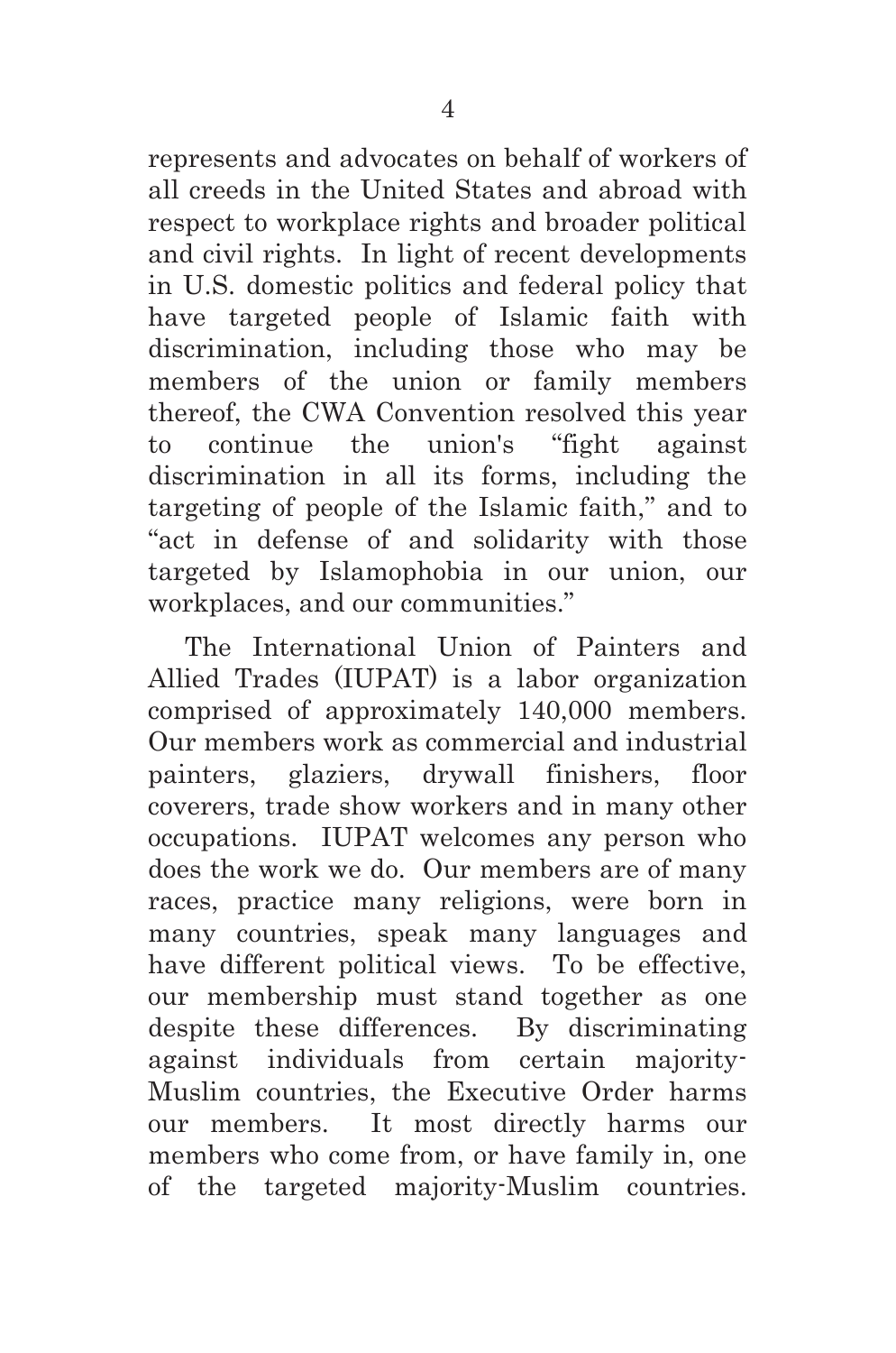represents and advocates on behalf of workers of all creeds in the United States and abroad with respect to workplace rights and broader political and civil rights. In light of recent developments in U.S. domestic politics and federal policy that have targeted people of Islamic faith with discrimination, including those who may be members of the union or family members thereof, the CWA Convention resolved this year to continue the union's "fight against discrimination in all its forms, including the targeting of people of the Islamic faith," and to "act in defense of and solidarity with those targeted by Islamophobia in our union, our workplaces, and our communities."

The International Union of Painters and Allied Trades (IUPAT) is a labor organization comprised of approximately 140,000 members. Our members work as commercial and industrial painters, glaziers, drywall finishers, floor coverers, trade show workers and in many other occupations. IUPAT welcomes any person who does the work we do. Our members are of many races, practice many religions, were born in many countries, speak many languages and have different political views. To be effective, our membership must stand together as one despite these differences. By discriminating against individuals from certain majority-Muslim countries, the Executive Order harms our members. It most directly harms our members who come from, or have family in, one of the targeted majority-Muslim countries.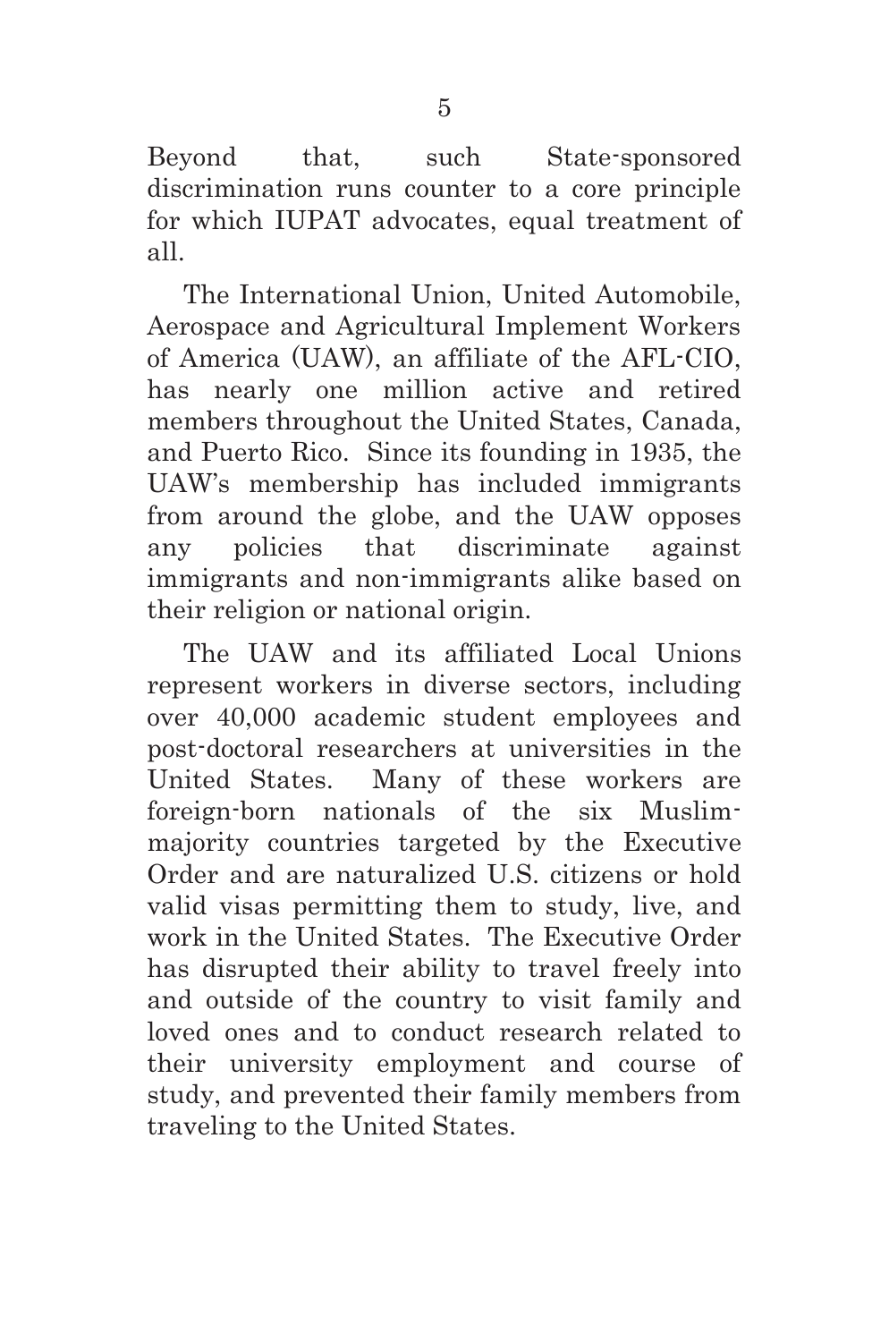Beyond that, such State-sponsored discrimination runs counter to a core principle for which IUPAT advocates, equal treatment of all.

The International Union, United Automobile, Aerospace and Agricultural Implement Workers of America (UAW), an affiliate of the AFL-CIO, has nearly one million active and retired members throughout the United States, Canada, and Puerto Rico. Since its founding in 1935, the UAW's membership has included immigrants from around the globe, and the UAW opposes any policies that discriminate against immigrants and non-immigrants alike based on their religion or national origin.

The UAW and its affiliated Local Unions represent workers in diverse sectors, including over 40,000 academic student employees and post-doctoral researchers at universities in the United States. Many of these workers are foreign-born nationals of the six Muslim-majority countries targeted by the Executive Order and are naturalized U.S. citizens or hold valid visas permitting them to study, live, and work in the United States. The Executive Order has disrupted their ability to travel freely into and outside of the country to visit family and loved ones and to conduct research related to their university employment and course of study, and prevented their family members from traveling to the United States.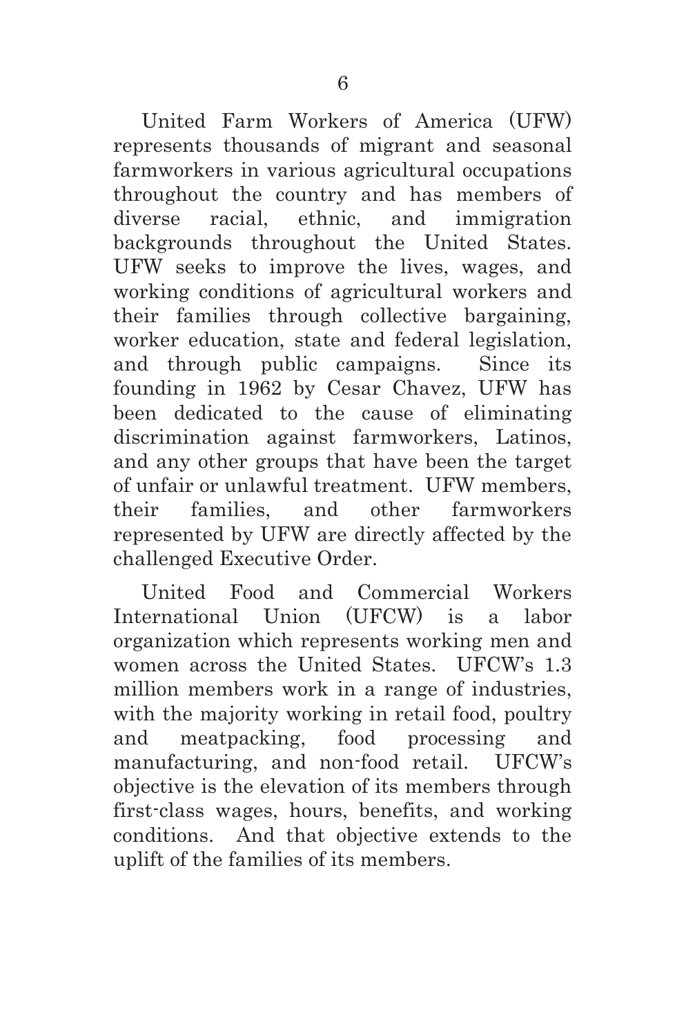United Farm Workers of America (UFW) represents thousands of migrant and seasonal farmworkers in various agricultural occupations throughout the country and has members of diverse racial, ethnic, and immigration backgrounds throughout the United States. UFW seeks to improve the lives, wages, and working conditions of agricultural workers and their families through collective bargaining, worker education, state and federal legislation, and through public campaigns. Since its founding in 1962 by Cesar Chavez, UFW has been dedicated to the cause of eliminating discrimination against farmworkers, Latinos, and any other groups that have been the target of unfair or unlawful treatment. UFW members, their families, and other farmworkers represented by UFW are directly affected by the challenged Executive Order.

United Food and Commercial Workers International Union (UFCW) is a labor organization which represents working men and women across the United States. UFCW's 1.3 million members work in a range of industries, with the majority working in retail food, poultry and meatpacking, food processing and manufacturing, and non-food retail. UFCW's objective is the elevation of its members through first-class wages, hours, benefits, and working conditions. And that objective extends to the uplift of the families of its members.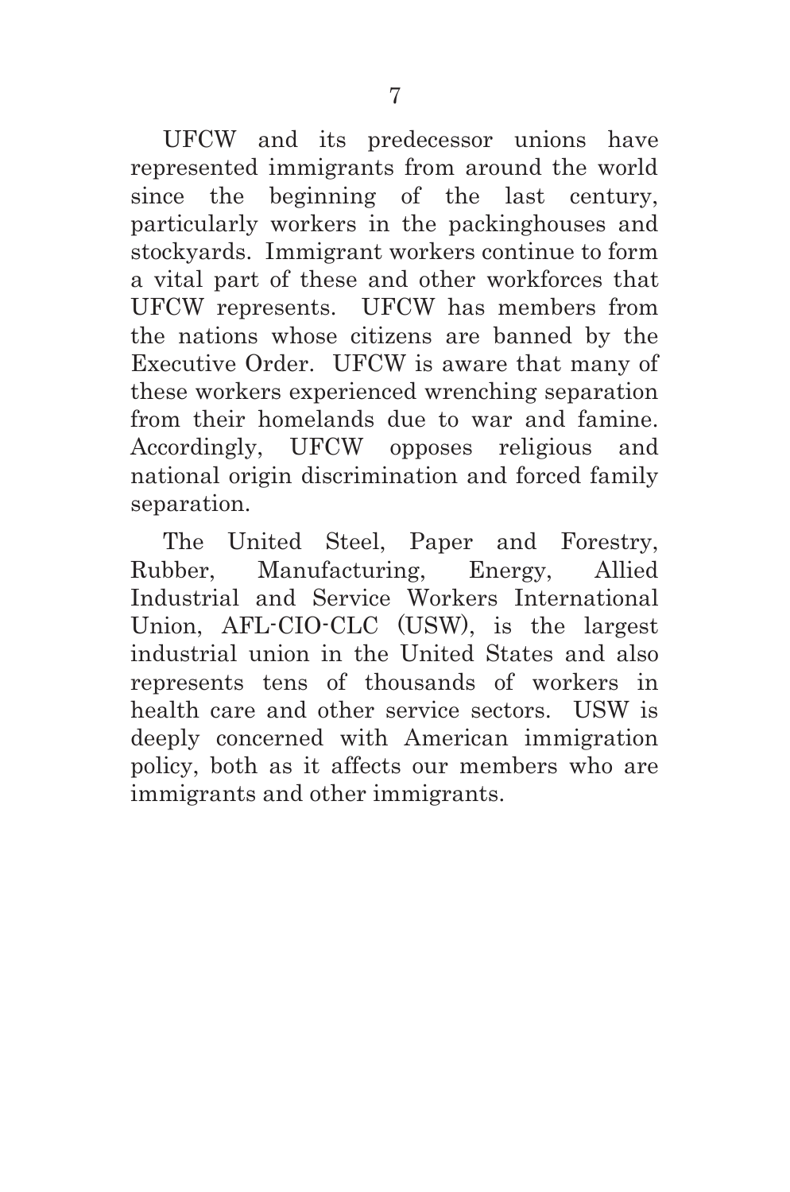UFCW and its predecessor unions have represented immigrants from around the world since the beginning of the last century, particularly workers in the packinghouses and stockyards. Immigrant workers continue to form a vital part of these and other workforces that UFCW represents. UFCW has members from the nations whose citizens are banned by the Executive Order. UFCW is aware that many of these workers experienced wrenching separation from their homelands due to war and famine. Accordingly, UFCW opposes religious and national origin discrimination and forced family separation.

The United Steel, Paper and Forestry, Rubber, Manufacturing, Energy, Allied Industrial and Service Workers International Union, AFL-CIO-CLC (USW), is the largest industrial union in the United States and also represents tens of thousands of workers in health care and other service sectors. USW is deeply concerned with American immigration policy, both as it affects our members who are immigrants and other immigrants.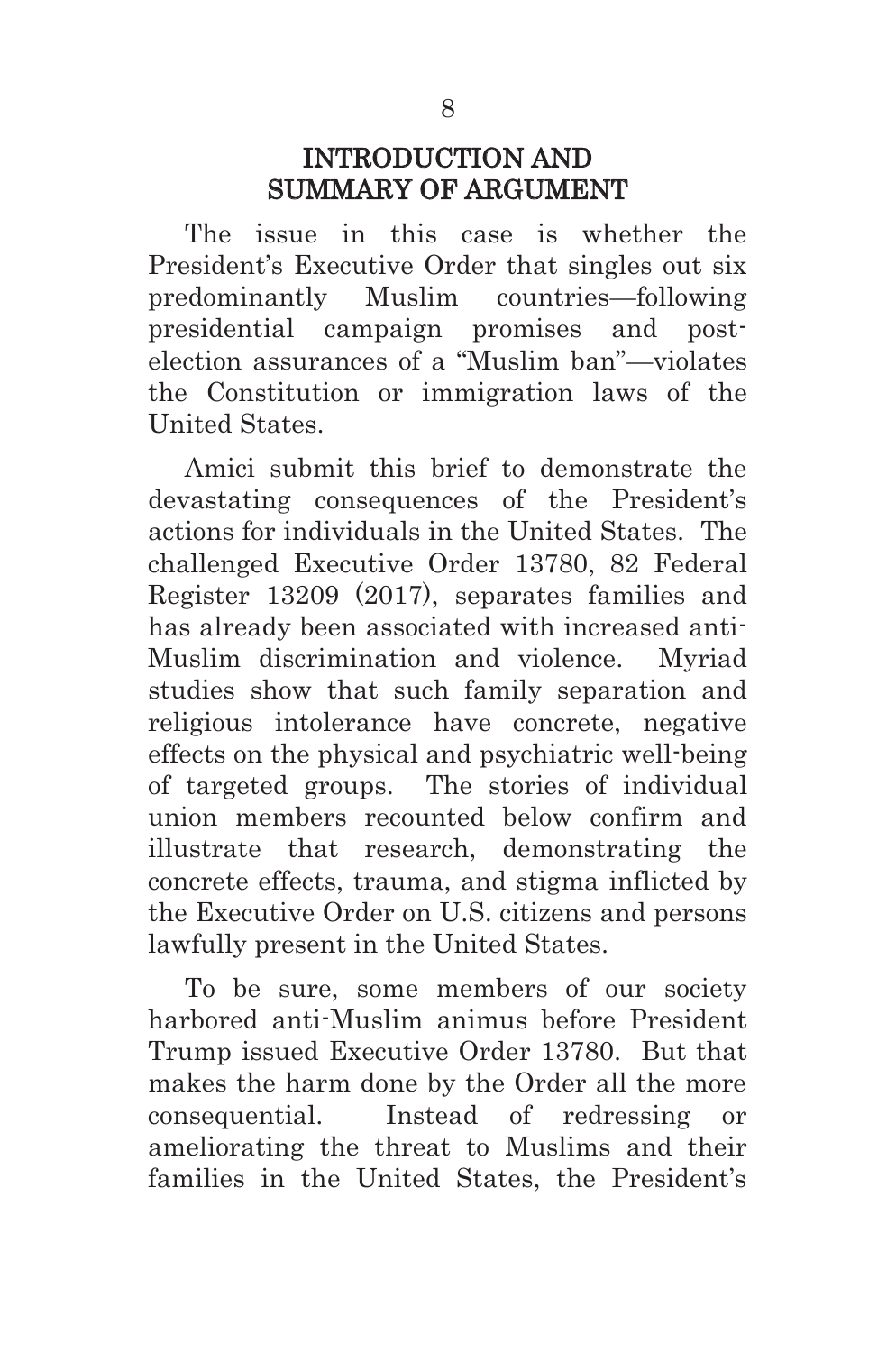## INTRODUCTION AND SUMMARY OF ARGUMENT

The issue in this case is whether the President's Executive Order that singles out six predominantly Muslim countries—following presidential campaign promises and post-election assurances of a "Muslim ban"—violates the Constitution or immigration laws of the United States.

Amici submit this brief to demonstrate the devastating consequences of the President's actions for individuals in the United States. The challenged Executive Order 13780, 82 Federal Register 13209 (2017), separates families and has already been associated with increased anti-Muslim discrimination and violence. Myriad studies show that such family separation and religious intolerance have concrete, negative effects on the physical and psychiatric well-being of targeted groups. The stories of individual union members recounted below confirm and illustrate that research, demonstrating the concrete effects, trauma, and stigma inflicted by the Executive Order on U.S. citizens and persons lawfully present in the United States.

To be sure, some members of our society harbored anti-Muslim animus before President Trump issued Executive Order 13780. But that makes the harm done by the Order all the more consequential. Instead of redressing or ameliorating the threat to Muslims and their families in the United States, the President's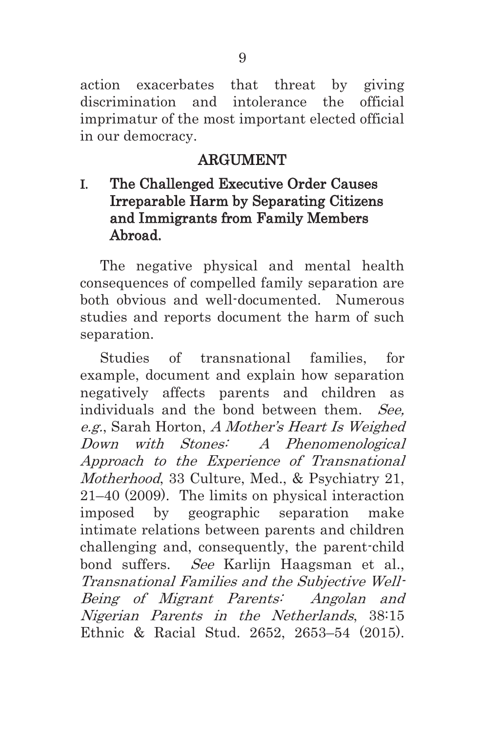action exacerbates that threat by giving discrimination and intolerance the official imprimatur of the most important elected official in our democracy.

## ARGUMENT

### I. The Challenged Executive Order Causes Irreparable Harm by Separating Citizens and Immigrants from Family Members Abroad.

The negative physical and mental health consequences of compelled family separation are both obvious and well-documented. Numerous studies and reports document the harm of such separation.

Studies of transnational families, for example, document and explain how separation negatively affects parents and children as individuals and the bond between them. *See, e.g.*, Sarah Horton, *A Mother's Heart Is Weighed Down with Stones: A Phenomenological Approach to the Experience of Transnational Motherhood*, 33 Culture, Med., & Psychiatry 21, 21–40 (2009). The limits on physical interaction imposed by geographic separation make intimate relations between parents and children challenging and, consequently, the parent-child bond suffers. *See* Karlijn Haagsman et al., *Transnational Families and the Subjective Well-Being of Migrant Parents: Angolan and Nigerian Parents in the Netherlands*, 38:15 Ethnic & Racial Stud. 2652, 2653–54 (2015).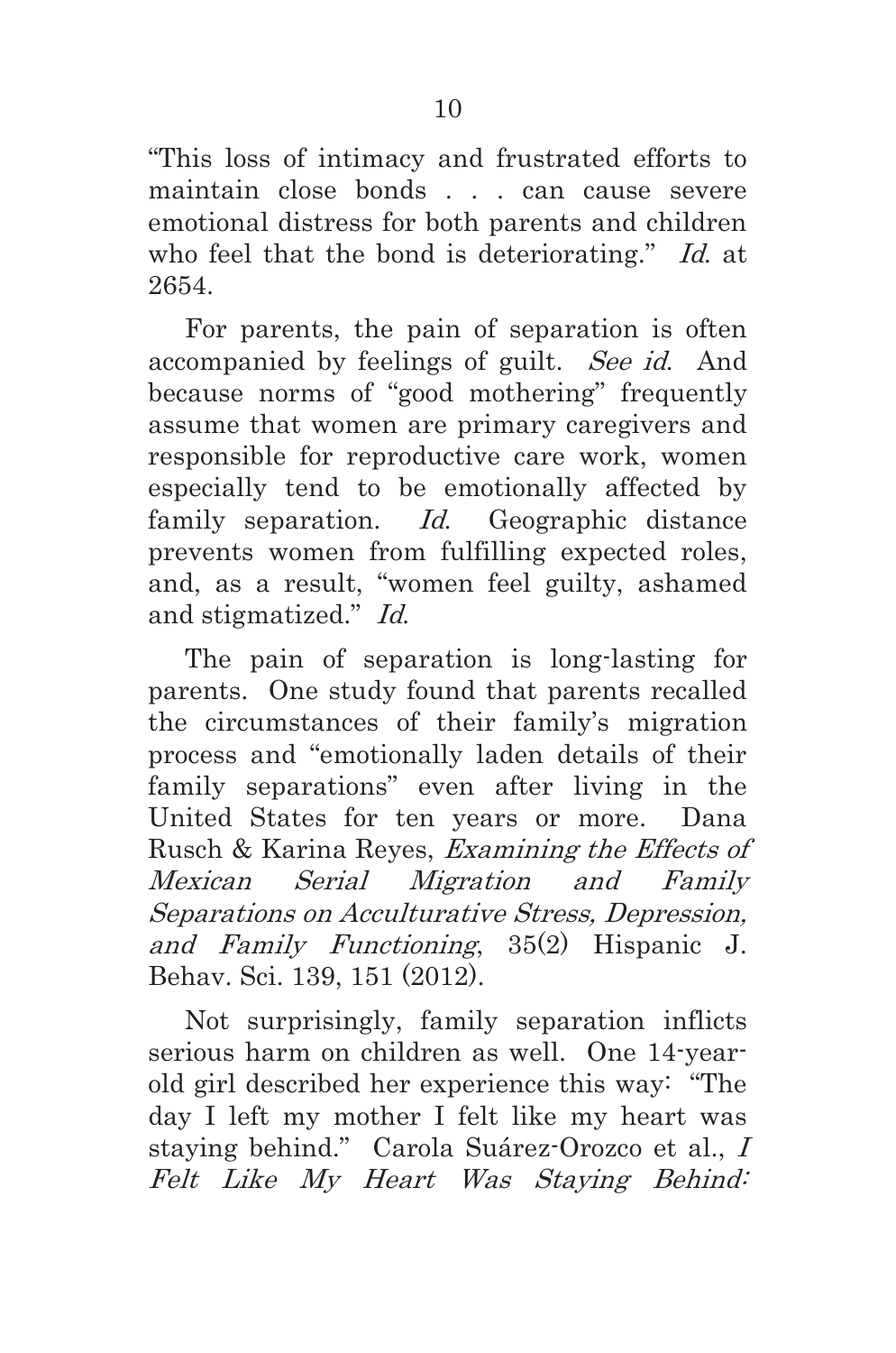"This loss of intimacy and frustrated efforts to maintain close bonds . . . can cause severe emotional distress for both parents and children who feel that the bond is deteriorating." *Id.* at 2654.

For parents, the pain of separation is often accompanied by feelings of guilt. *See id.* And because norms of "good mothering" frequently assume that women are primary caregivers and responsible for reproductive care work, women especially tend to be emotionally affected by family separation. *Id.* Geographic distance prevents women from fulfilling expected roles, and, as a result, "women feel guilty, ashamed and stigmatized." *Id.*

The pain of separation is long-lasting for parents. One study found that parents recalled the circumstances of their family's migration process and "emotionally laden details of their family separations" even after living in the United States for ten years or more. Dana Rusch & Karina Reyes, *Examining the Effects of Mexican Serial Migration and Family Separations on Acculturative Stress, Depression, and Family Functioning*, 35(2) Hispanic J. Behav. Sci. 139, 151 (2012).

Not surprisingly, family separation inflicts serious harm on children as well. One 14-year-old girl described her experience this way: "The day I left my mother I felt like my heart was staying behind." Carola Suárez-Orozco et al., *I Felt Like My Heart Was Staying Behind:*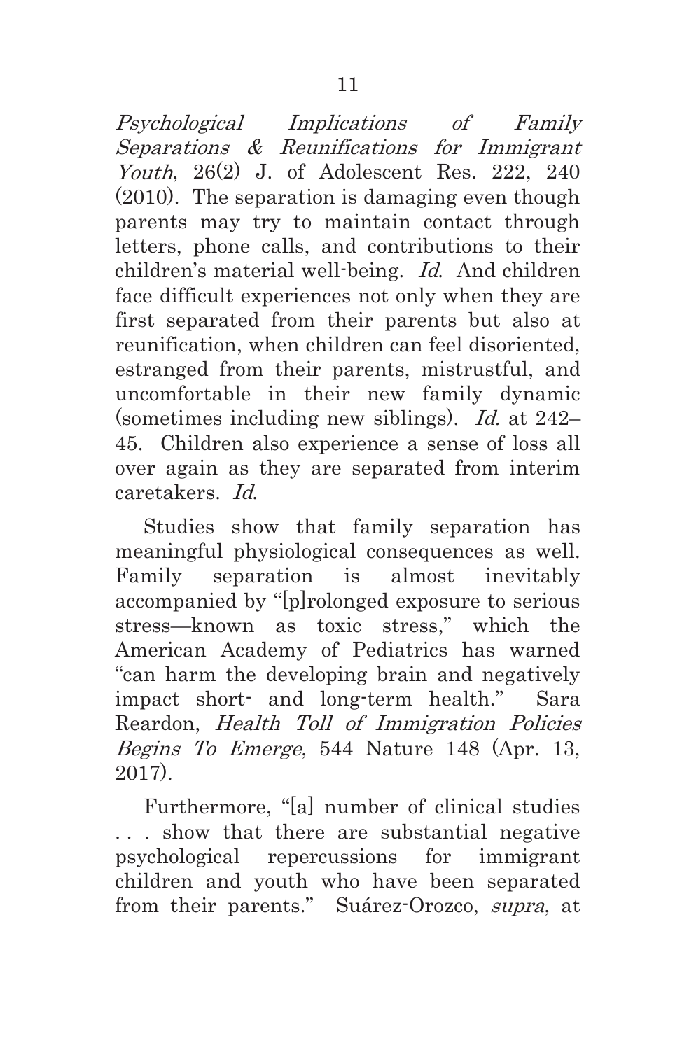*Psychological Implications of Family Separations & Reunifications for Immigrant Youth*, 26(2) J. of Adolescent Res. 222, 240 (2010). The separation is damaging even though parents may try to maintain contact through letters, phone calls, and contributions to their children's material well-being. *Id*. And children face difficult experiences not only when they are first separated from their parents but also at reunification, when children can feel disoriented, estranged from their parents, mistrustful, and uncomfortable in their new family dynamic (sometimes including new siblings). *Id.* at 242–45. Children also experience a sense of loss all over again as they are separated from interim caretakers. *Id*.

Studies show that family separation has meaningful physiological consequences as well. Family separation is almost inevitably accompanied by "[p]rolonged exposure to serious stress—known as toxic stress," which the American Academy of Pediatrics has warned "can harm the developing brain and negatively impact short- and long-term health." Sara Reardon, *Health Toll of Immigration Policies Begins To Emerge*, 544 Nature 148 (Apr. 13, 2017).

Furthermore, "[a] number of clinical studies . . . show that there are substantial negative psychological repercussions for immigrant children and youth who have been separated from their parents." Suárez-Orozco, *supra*, at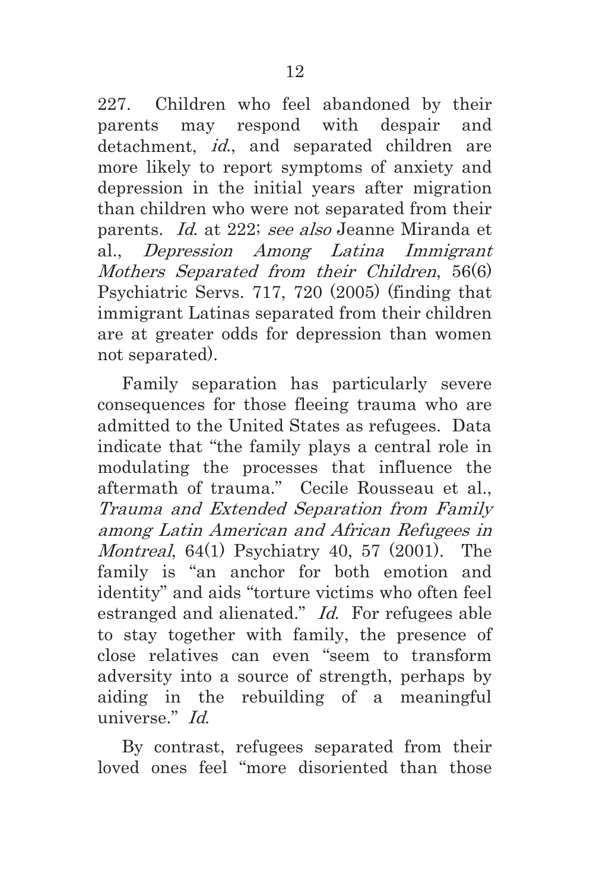227. Children who feel abandoned by their parents may respond with despair and detachment, *id.*, and separated children are more likely to report symptoms of anxiety and depression in the initial years after migration than children who were not separated from their parents. *Id.* at 222; *see also* Jeanne Miranda et al., *Depression Among Latina Immigrant Mothers Separated from their Children*, 56(6) Psychiatric Servs. 717, 720 (2005) (finding that immigrant Latinas separated from their children are at greater odds for depression than women not separated).

Family separation has particularly severe consequences for those fleeing trauma who are admitted to the United States as refugees. Data indicate that "the family plays a central role in modulating the processes that influence the aftermath of trauma." Cecile Rousseau et al., *Trauma and Extended Separation from Family among Latin American and African Refugees in Montreal*, 64(1) Psychiatry 40, 57 (2001). The family is "an anchor for both emotion and identity" and aids "torture victims who often feel estranged and alienated." *Id.* For refugees able to stay together with family, the presence of close relatives can even "seem to transform adversity into a source of strength, perhaps by aiding in the rebuilding of a meaningful universe." *Id.*

By contrast, refugees separated from their loved ones feel "more disoriented than those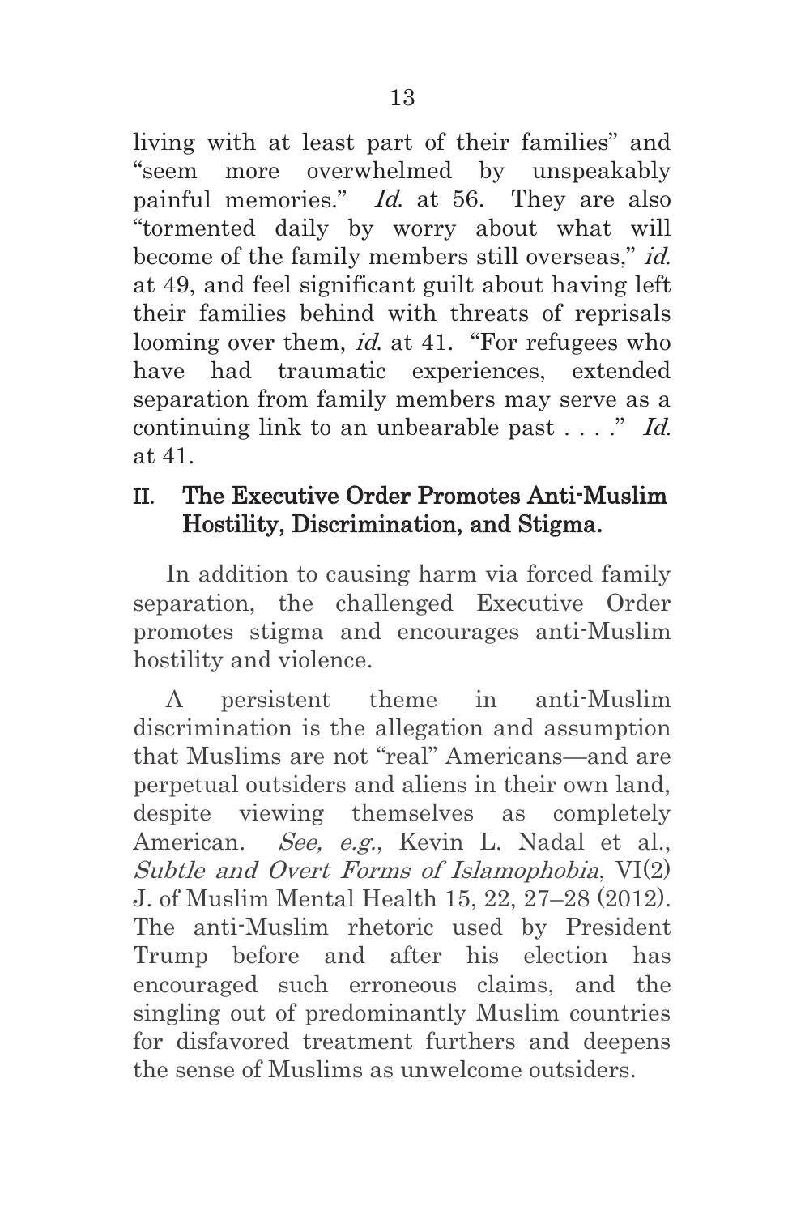living with at least part of their families" and "seem more overwhelmed by unspeakably painful memories." *Id.* at 56. They are also "tormented daily by worry about what will become of the family members still overseas," *id.* at 49, and feel significant guilt about having left their families behind with threats of reprisals looming over them, *id.* at 41. "For refugees who have had traumatic experiences, extended separation from family members may serve as a continuing link to an unbearable past . . . ." *Id.* at 41.

## II. The Executive Order Promotes Anti-Muslim Hostility, Discrimination, and Stigma.

In addition to causing harm via forced family separation, the challenged Executive Order promotes stigma and encourages anti-Muslim hostility and violence.

A persistent theme in anti-Muslim discrimination is the allegation and assumption that Muslims are not "real" Americans—and are perpetual outsiders and aliens in their own land, despite viewing themselves as completely American. *See, e.g.*, Kevin L. Nadal et al., *Subtle and Overt Forms of Islamophobia*, VI(2) J. of Muslim Mental Health 15, 22, 27–28 (2012). The anti-Muslim rhetoric used by President Trump before and after his election has encouraged such erroneous claims, and the singling out of predominantly Muslim countries for disfavored treatment furthers and deepens the sense of Muslims as unwelcome outsiders.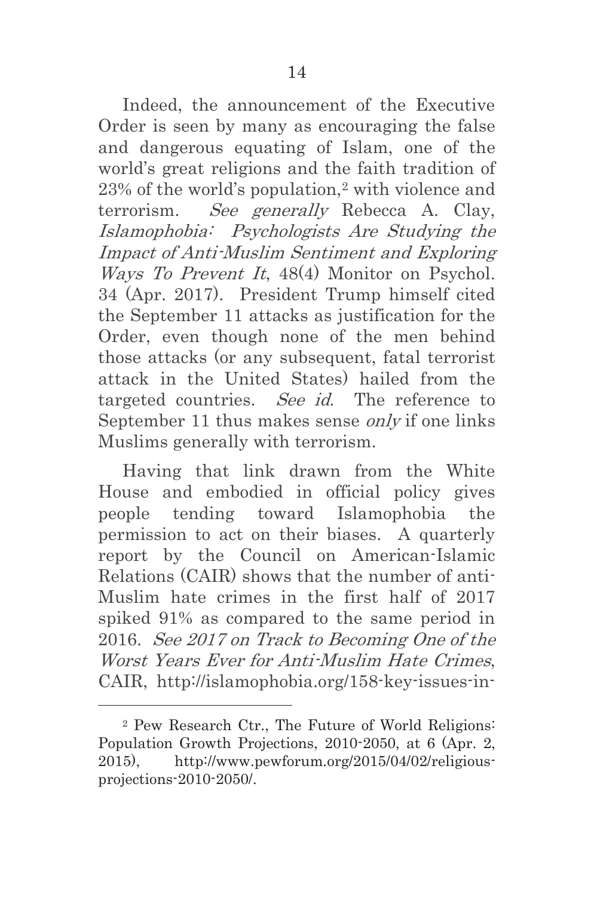Indeed, the announcement of the Executive Order is seen by many as encouraging the false and dangerous equating of Islam, one of the world's great religions and the faith tradition of 23% of the world's population,[2] with violence and terrorism. *See generally* Rebecca A. Clay, *Islamophobia: Psychologists Are Studying the Impact of Anti-Muslim Sentiment and Exploring Ways To Prevent It*, 48(4) Monitor on Psychol. 34 (Apr. 2017). President Trump himself cited the September 11 attacks as justification for the Order, even though none of the men behind those attacks (or any subsequent, fatal terrorist attack in the United States) hailed from the targeted countries. *See id.* The reference to September 11 thus makes sense *only* if one links Muslims generally with terrorism.

Having that link drawn from the White House and embodied in official policy gives people tending toward Islamophobia the permission to act on their biases. A quarterly report by the Council on American-Islamic Relations (CAIR) shows that the number of anti-Muslim hate crimes in the first half of 2017 spiked 91% as compared to the same period in 2016. *See 2017 on Track to Becoming One of the Worst Years Ever for Anti-Muslim Hate Crimes*, CAIR, http://islamophobia.org/158-key-issues-in-

---

[2] Pew Research Ctr., The Future of World Religions: Population Growth Projections, 2010-2050, at 6 (Apr. 2, 2015), http://www.pewforum.org/2015/04/02/religious-projections-2010-2050/.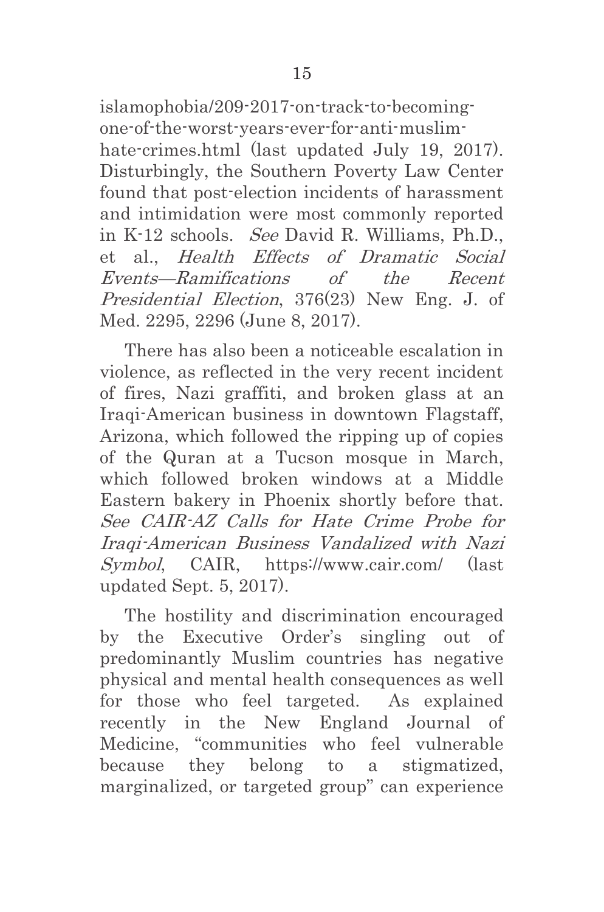islamophobia/209-2017-on-track-to-becoming-one-of-the-worst-years-ever-for-anti-muslim-hate-crimes.html (last updated July 19, 2017). Disturbingly, the Southern Poverty Law Center found that post-election incidents of harassment and intimidation were most commonly reported in K-12 schools. *See* David R. Williams, Ph.D., et al., *Health Effects of Dramatic Social Events—Ramifications of the Recent Presidential Election*, 376(23) New Eng. J. of Med. 2295, 2296 (June 8, 2017).

There has also been a noticeable escalation in violence, as reflected in the very recent incident of fires, Nazi graffiti, and broken glass at an Iraqi-American business in downtown Flagstaff, Arizona, which followed the ripping up of copies of the Quran at a Tucson mosque in March, which followed broken windows at a Middle Eastern bakery in Phoenix shortly before that. *See CAIR-AZ Calls for Hate Crime Probe for Iraqi-American Business Vandalized with Nazi Symbol*, CAIR, https://www.cair.com/ (last updated Sept. 5, 2017).

The hostility and discrimination encouraged by the Executive Order's singling out of predominantly Muslim countries has negative physical and mental health consequences as well for those who feel targeted. As explained recently in the New England Journal of Medicine, "communities who feel vulnerable because they belong to a stigmatized, marginalized, or targeted group" can experience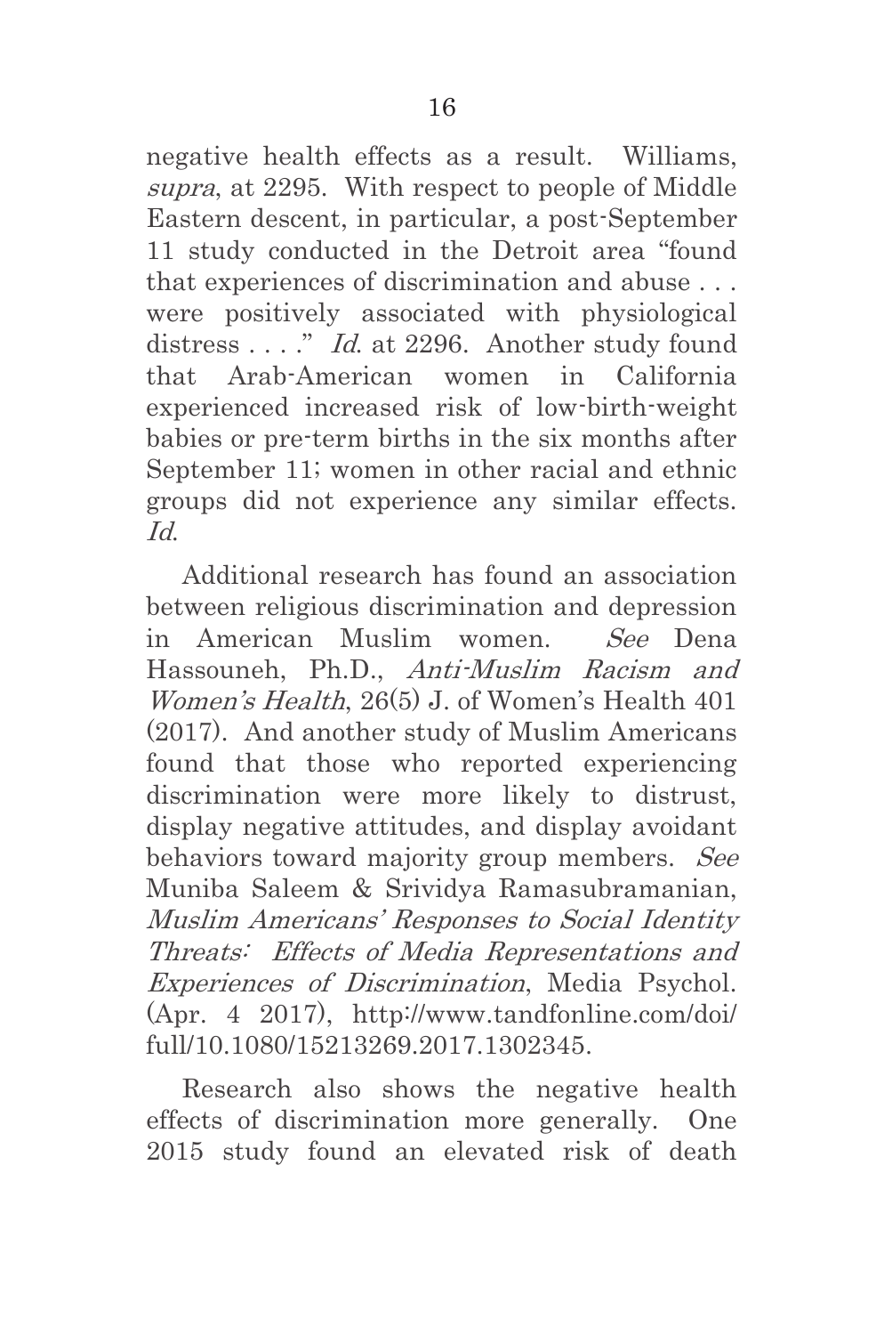negative health effects as a result. Williams, *supra*, at 2295. With respect to people of Middle Eastern descent, in particular, a post-September 11 study conducted in the Detroit area "found that experiences of discrimination and abuse . . . were positively associated with physiological distress . . . ." *Id.* at 2296. Another study found that Arab-American women in California experienced increased risk of low-birth-weight babies or pre-term births in the six months after September 11; women in other racial and ethnic groups did not experience any similar effects. *Id.*

Additional research has found an association between religious discrimination and depression in American Muslim women. *See* Dena Hassouneh, Ph.D., *Anti-Muslim Racism and Women's Health*, 26(5) J. of Women's Health 401 (2017). And another study of Muslim Americans found that those who reported experiencing discrimination were more likely to distrust, display negative attitudes, and display avoidant behaviors toward majority group members. *See* Muniba Saleem & Srividya Ramasubramanian, *Muslim Americans' Responses to Social Identity Threats: Effects of Media Representations and Experiences of Discrimination*, Media Psychol. (Apr. 4 2017), http://www.tandfonline.com/doi/full/10.1080/15213269.2017.1302345.

Research also shows the negative health effects of discrimination more generally. One 2015 study found an elevated risk of death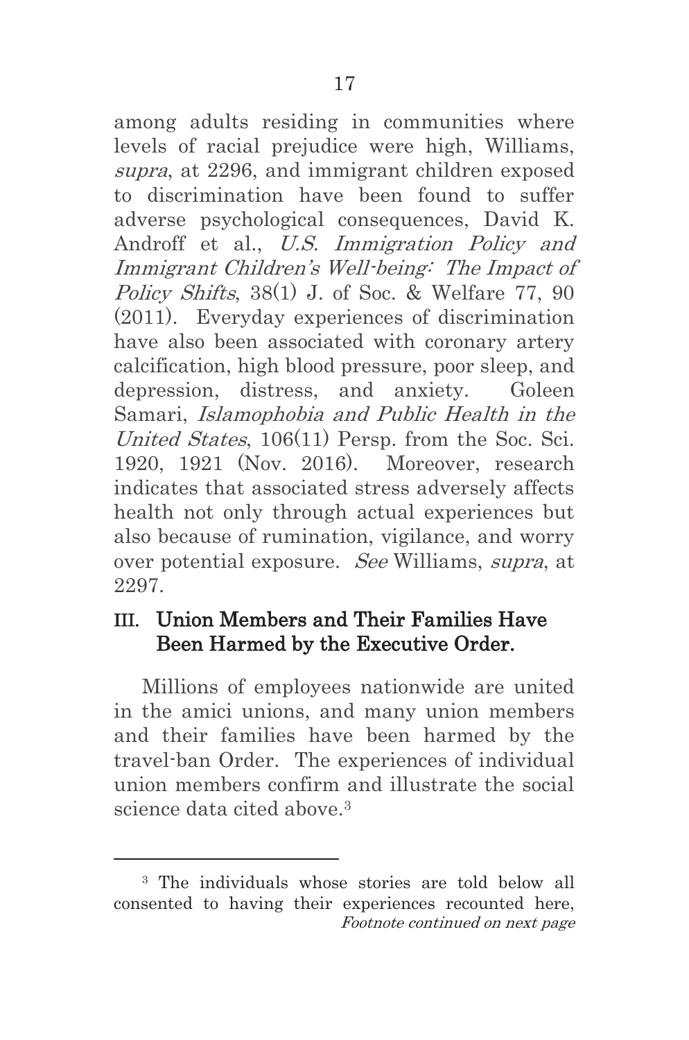among adults residing in communities where levels of racial prejudice were high, Williams, *supra*, at 2296, and immigrant children exposed to discrimination have been found to suffer adverse psychological consequences, David K. Androff et al., *U.S. Immigration Policy and Immigrant Children's Well-being: The Impact of Policy Shifts*, 38(1) J. of Soc. & Welfare 77, 90 (2011). Everyday experiences of discrimination have also been associated with coronary artery calcification, high blood pressure, poor sleep, and depression, distress, and anxiety. Goleen Samari, *Islamophobia and Public Health in the United States*, 106(11) Persp. from the Soc. Sci. 1920, 1921 (Nov. 2016). Moreover, research indicates that associated stress adversely affects health not only through actual experiences but also because of rumination, vigilance, and worry over potential exposure. *See* Williams, *supra*, at 2297.

## III. Union Members and Their Families Have Been Harmed by the Executive Order.

Millions of employees nationwide are united in the amici unions, and many union members and their families have been harmed by the travel-ban Order. The experiences of individual union members confirm and illustrate the social science data cited above.[3]

---

[3] The individuals whose stories are told below all consented to having their experiences recounted here, *Footnote continued on next page*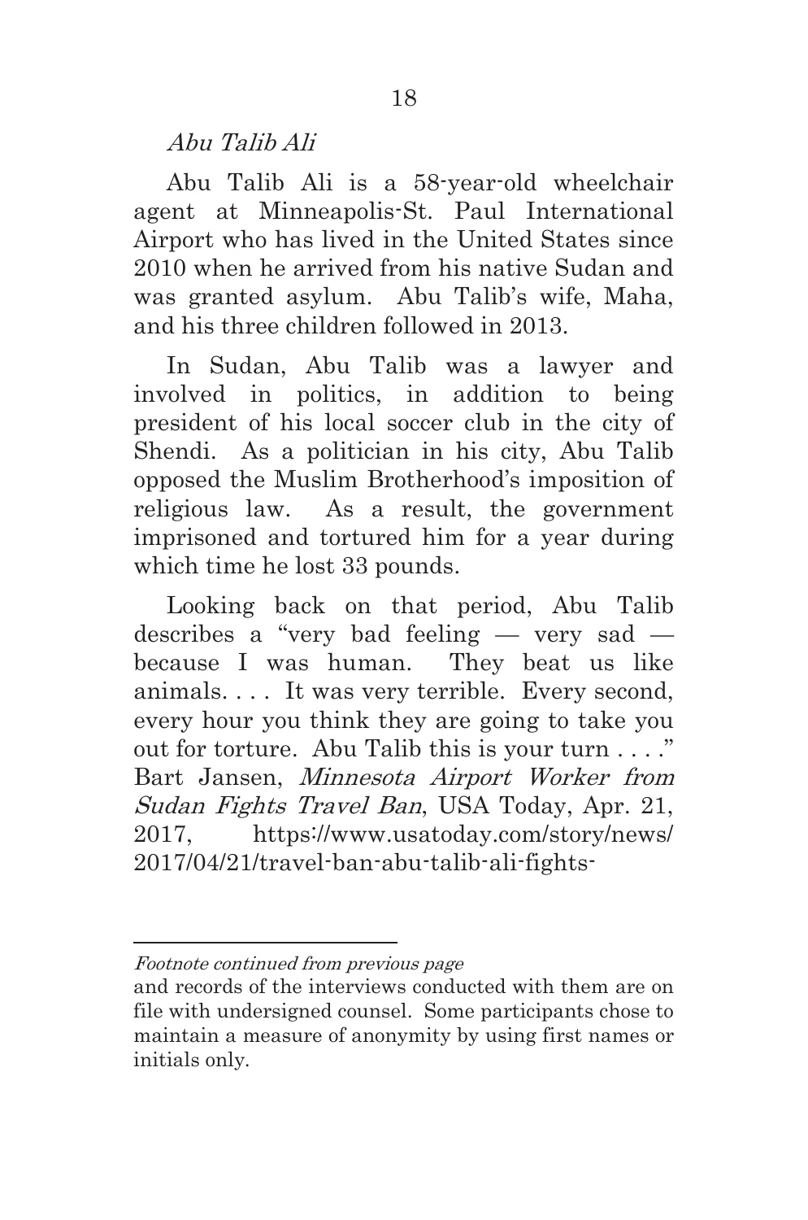*Abu Talib Ali*

Abu Talib Ali is a 58-year-old wheelchair agent at Minneapolis-St. Paul International Airport who has lived in the United States since 2010 when he arrived from his native Sudan and was granted asylum. Abu Talib's wife, Maha, and his three children followed in 2013.

In Sudan, Abu Talib was a lawyer and involved in politics, in addition to being president of his local soccer club in the city of Shendi. As a politician in his city, Abu Talib opposed the Muslim Brotherhood's imposition of religious law. As a result, the government imprisoned and tortured him for a year during which time he lost 33 pounds.

Looking back on that period, Abu Talib describes a "very bad feeling — very sad — because I was human. They beat us like animals. . . . It was very terrible. Every second, every hour you think they are going to take you out for torture. Abu Talib this is your turn . . . ." Bart Jansen, *Minnesota Airport Worker from Sudan Fights Travel Ban*, USA Today, Apr. 21, 2017, https://www.usatoday.com/story/news/2017/04/21/travel-ban-abu-talib-ali-fights-

---

*Footnote continued from previous page*

and records of the interviews conducted with them are on file with undersigned counsel. Some participants chose to maintain a measure of anonymity by using first names or initials only.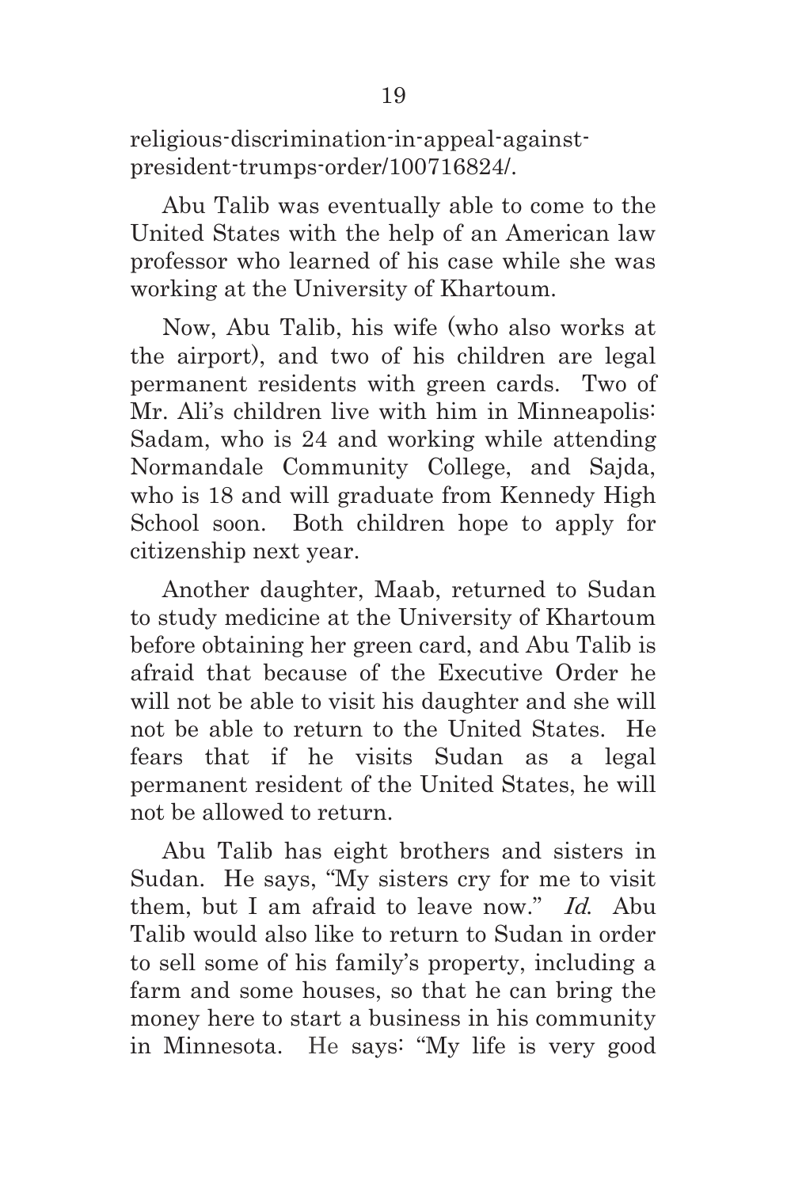religious-discrimination-in-appeal-against-president-trumps-order/100716824/.

Abu Talib was eventually able to come to the United States with the help of an American law professor who learned of his case while she was working at the University of Khartoum.

Now, Abu Talib, his wife (who also works at the airport), and two of his children are legal permanent residents with green cards. Two of Mr. Ali's children live with him in Minneapolis: Sadam, who is 24 and working while attending Normandale Community College, and Sajda, who is 18 and will graduate from Kennedy High School soon. Both children hope to apply for citizenship next year.

Another daughter, Maab, returned to Sudan to study medicine at the University of Khartoum before obtaining her green card, and Abu Talib is afraid that because of the Executive Order he will not be able to visit his daughter and she will not be able to return to the United States. He fears that if he visits Sudan as a legal permanent resident of the United States, he will not be allowed to return.

Abu Talib has eight brothers and sisters in Sudan. He says, "My sisters cry for me to visit them, but I am afraid to leave now." *Id.* Abu Talib would also like to return to Sudan in order to sell some of his family's property, including a farm and some houses, so that he can bring the money here to start a business in his community in Minnesota. He says: "My life is very good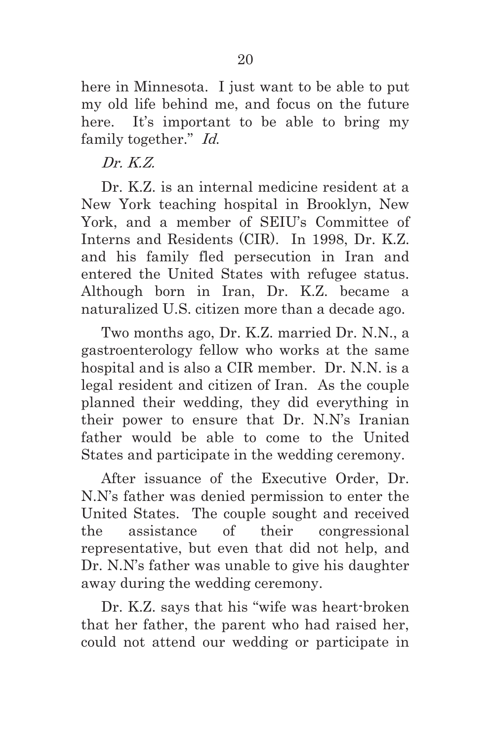here in Minnesota. I just want to be able to put my old life behind me, and focus on the future here. It's important to be able to bring my family together." *Id.*

*Dr. K.Z.*

Dr. K.Z. is an internal medicine resident at a New York teaching hospital in Brooklyn, New York, and a member of SEIU's Committee of Interns and Residents (CIR). In 1998, Dr. K.Z. and his family fled persecution in Iran and entered the United States with refugee status. Although born in Iran, Dr. K.Z. became a naturalized U.S. citizen more than a decade ago.

Two months ago, Dr. K.Z. married Dr. N.N., a gastroenterology fellow who works at the same hospital and is also a CIR member. Dr. N.N. is a legal resident and citizen of Iran. As the couple planned their wedding, they did everything in their power to ensure that Dr. N.N's Iranian father would be able to come to the United States and participate in the wedding ceremony.

After issuance of the Executive Order, Dr. N.N's father was denied permission to enter the United States. The couple sought and received the assistance of their congressional representative, but even that did not help, and Dr. N.N's father was unable to give his daughter away during the wedding ceremony.

Dr. K.Z. says that his "wife was heart-broken that her father, the parent who had raised her, could not attend our wedding or participate in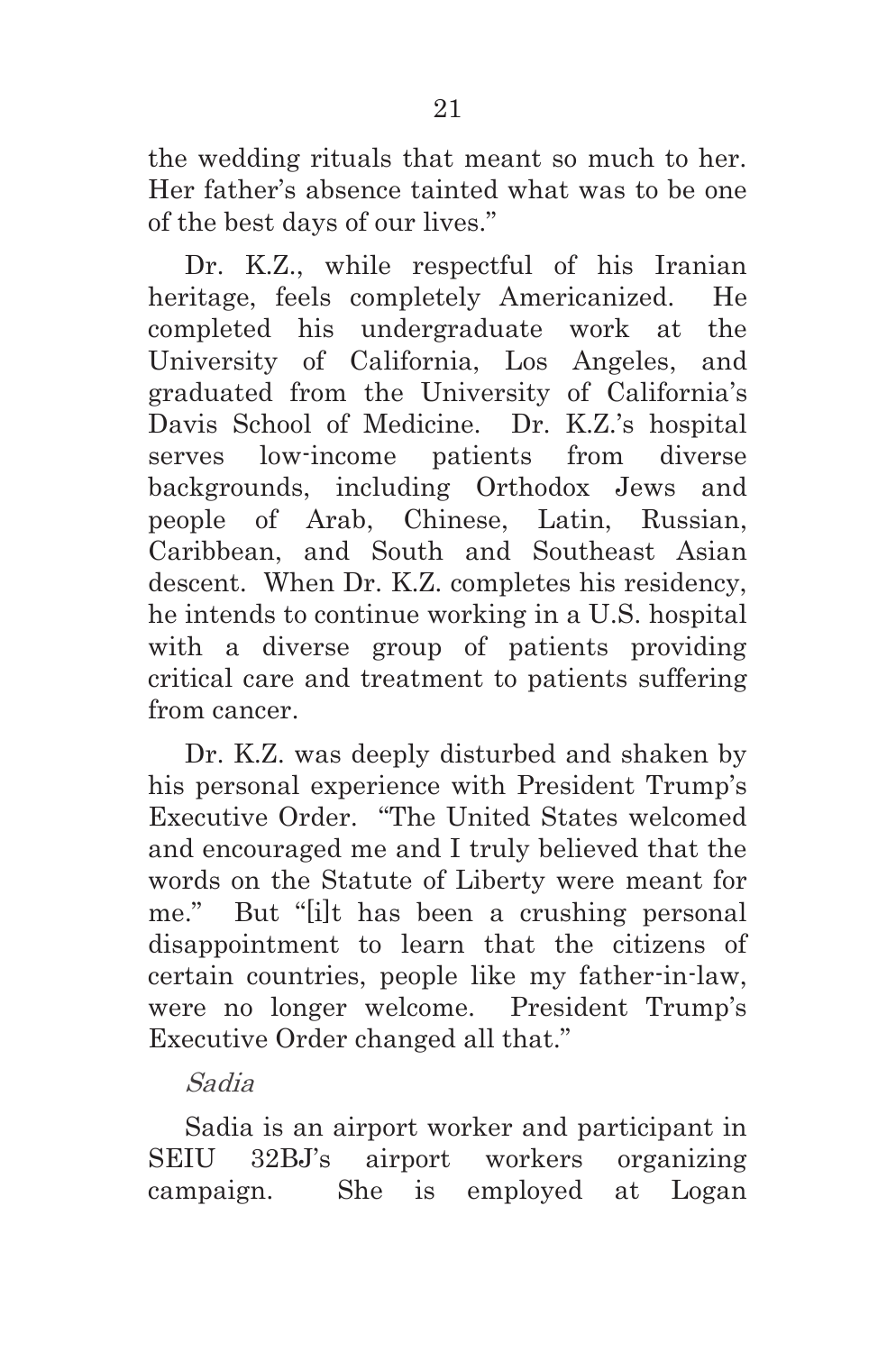the wedding rituals that meant so much to her. Her father's absence tainted what was to be one of the best days of our lives."

Dr. K.Z., while respectful of his Iranian heritage, feels completely Americanized. He completed his undergraduate work at the University of California, Los Angeles, and graduated from the University of California's Davis School of Medicine. Dr. K.Z.'s hospital serves low-income patients from diverse backgrounds, including Orthodox Jews and people of Arab, Chinese, Latin, Russian, Caribbean, and South and Southeast Asian descent. When Dr. K.Z. completes his residency, he intends to continue working in a U.S. hospital with a diverse group of patients providing critical care and treatment to patients suffering from cancer.

Dr. K.Z. was deeply disturbed and shaken by his personal experience with President Trump's Executive Order. "The United States welcomed and encouraged me and I truly believed that the words on the Statute of Liberty were meant for me." But "[i]t has been a crushing personal disappointment to learn that the citizens of certain countries, people like my father-in-law, were no longer welcome. President Trump's Executive Order changed all that."

*Sadia*

Sadia is an airport worker and participant in SEIU 32BJ's airport workers organizing campaign. She is employed at Logan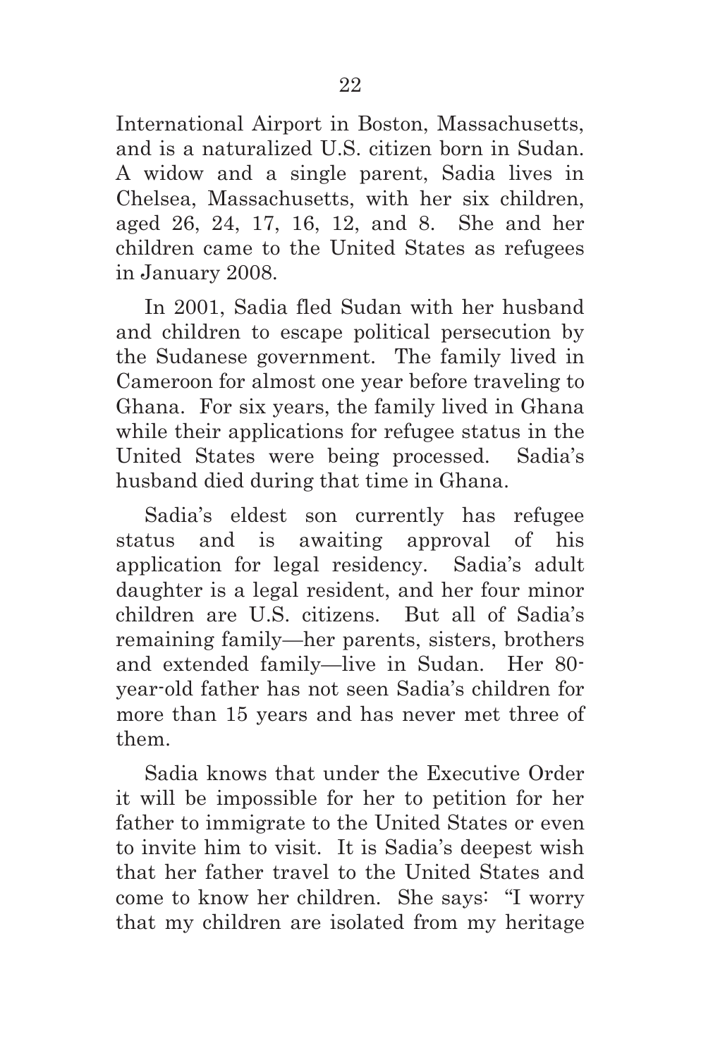International Airport in Boston, Massachusetts, and is a naturalized U.S. citizen born in Sudan. A widow and a single parent, Sadia lives in Chelsea, Massachusetts, with her six children, aged 26, 24, 17, 16, 12, and 8. She and her children came to the United States as refugees in January 2008.

In 2001, Sadia fled Sudan with her husband and children to escape political persecution by the Sudanese government. The family lived in Cameroon for almost one year before traveling to Ghana. For six years, the family lived in Ghana while their applications for refugee status in the United States were being processed. Sadia's husband died during that time in Ghana.

Sadia's eldest son currently has refugee status and is awaiting approval of his application for legal residency. Sadia's adult daughter is a legal resident, and her four minor children are U.S. citizens. But all of Sadia's remaining family—her parents, sisters, brothers and extended family—live in Sudan. Her 80-year-old father has not seen Sadia's children for more than 15 years and has never met three of them.

Sadia knows that under the Executive Order it will be impossible for her to petition for her father to immigrate to the United States or even to invite him to visit. It is Sadia's deepest wish that her father travel to the United States and come to know her children. She says: "I worry that my children are isolated from my heritage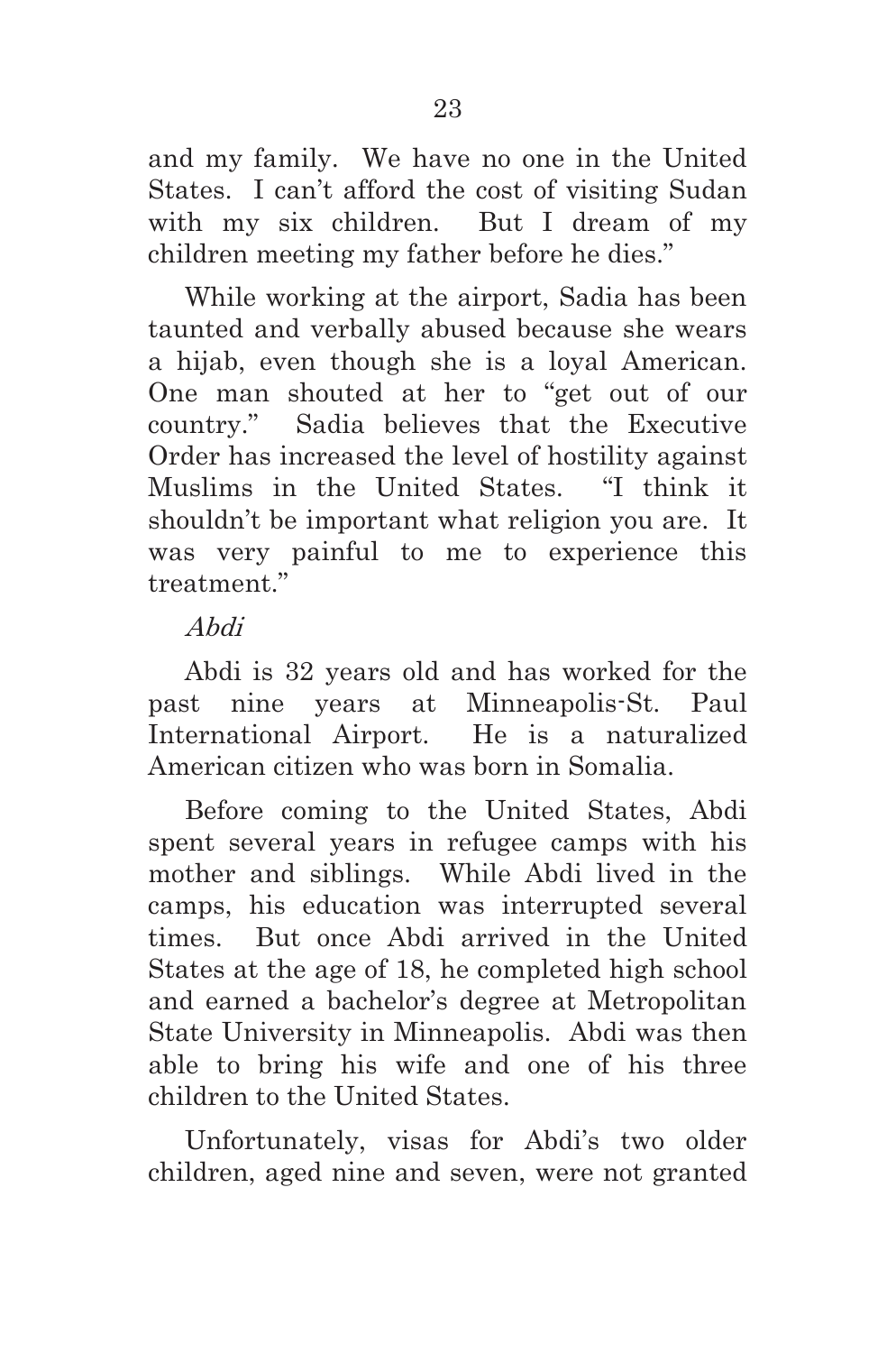and my family. We have no one in the United States. I can't afford the cost of visiting Sudan with my six children. But I dream of my children meeting my father before he dies."

While working at the airport, Sadia has been taunted and verbally abused because she wears a hijab, even though she is a loyal American. One man shouted at her to "get out of our country." Sadia believes that the Executive Order has increased the level of hostility against Muslims in the United States. "I think it shouldn't be important what religion you are. It was very painful to me to experience this treatment."

*Abdi*

Abdi is 32 years old and has worked for the past nine years at Minneapolis-St. Paul International Airport. He is a naturalized American citizen who was born in Somalia.

Before coming to the United States, Abdi spent several years in refugee camps with his mother and siblings. While Abdi lived in the camps, his education was interrupted several times. But once Abdi arrived in the United States at the age of 18, he completed high school and earned a bachelor's degree at Metropolitan State University in Minneapolis. Abdi was then able to bring his wife and one of his three children to the United States.

Unfortunately, visas for Abdi's two older children, aged nine and seven, were not granted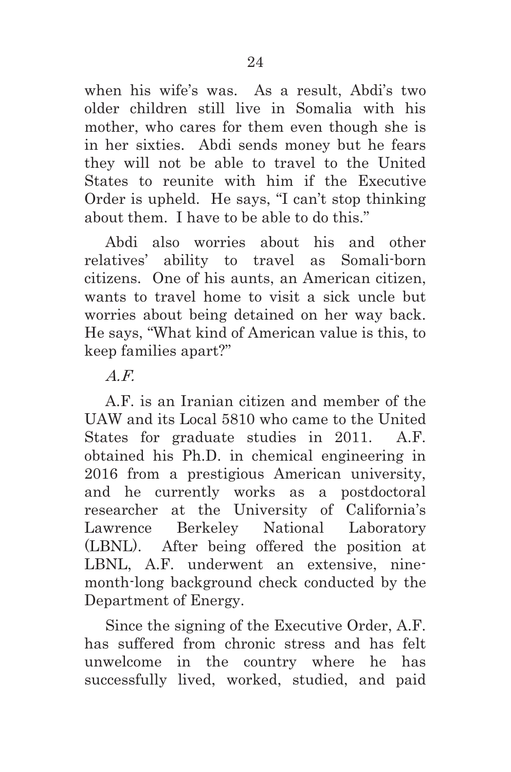when his wife's was. As a result, Abdi's two older children still live in Somalia with his mother, who cares for them even though she is in her sixties. Abdi sends money but he fears they will not be able to travel to the United States to reunite with him if the Executive Order is upheld. He says, "I can't stop thinking about them. I have to be able to do this."

Abdi also worries about his and other relatives' ability to travel as Somali-born citizens. One of his aunts, an American citizen, wants to travel home to visit a sick uncle but worries about being detained on her way back. He says, "What kind of American value is this, to keep families apart?"

*A.F.*

A.F. is an Iranian citizen and member of the UAW and its Local 5810 who came to the United States for graduate studies in 2011. A.F. obtained his Ph.D. in chemical engineering in 2016 from a prestigious American university, and he currently works as a postdoctoral researcher at the University of California's Lawrence Berkeley National Laboratory (LBNL). After being offered the position at LBNL, A.F. underwent an extensive, nine-month-long background check conducted by the Department of Energy.

Since the signing of the Executive Order, A.F. has suffered from chronic stress and has felt unwelcome in the country where he has successfully lived, worked, studied, and paid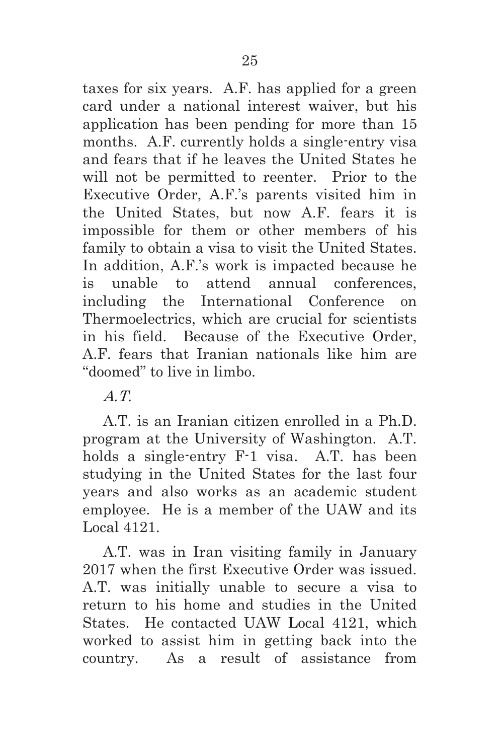taxes for six years. A.F. has applied for a green card under a national interest waiver, but his application has been pending for more than 15 months. A.F. currently holds a single-entry visa and fears that if he leaves the United States he will not be permitted to reenter. Prior to the Executive Order, A.F.'s parents visited him in the United States, but now A.F. fears it is impossible for them or other members of his family to obtain a visa to visit the United States. In addition, A.F.'s work is impacted because he is unable to attend annual conferences, including the International Conference on Thermoelectrics, which are crucial for scientists in his field. Because of the Executive Order, A.F. fears that Iranian nationals like him are "doomed" to live in limbo.

*A.T.*

A.T. is an Iranian citizen enrolled in a Ph.D. program at the University of Washington. A.T. holds a single-entry F-1 visa. A.T. has been studying in the United States for the last four years and also works as an academic student employee. He is a member of the UAW and its Local 4121.

A.T. was in Iran visiting family in January 2017 when the first Executive Order was issued. A.T. was initially unable to secure a visa to return to his home and studies in the United States. He contacted UAW Local 4121, which worked to assist him in getting back into the country. As a result of assistance from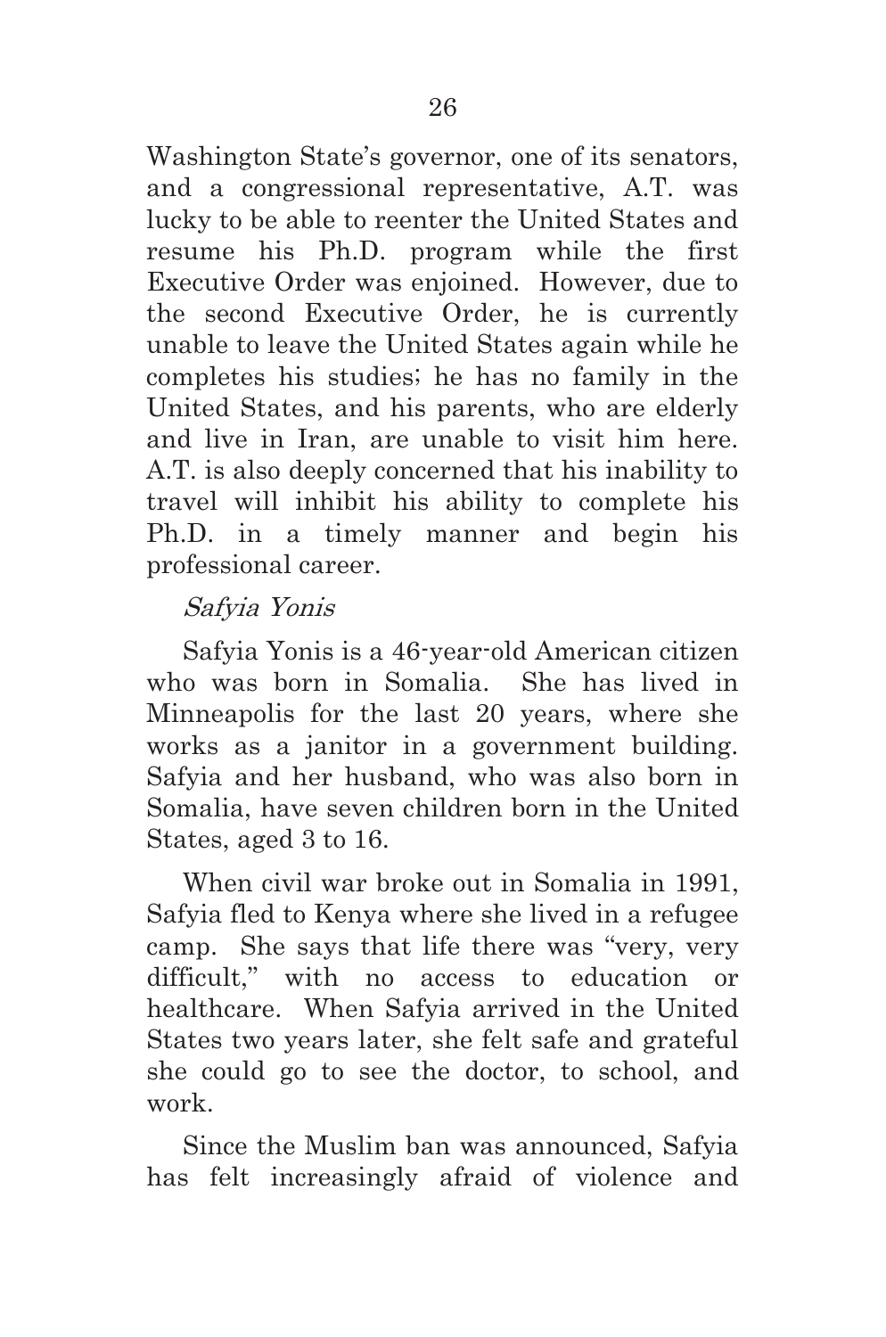Washington State's governor, one of its senators, and a congressional representative, A.T. was lucky to be able to reenter the United States and resume his Ph.D. program while the first Executive Order was enjoined. However, due to the second Executive Order, he is currently unable to leave the United States again while he completes his studies; he has no family in the United States, and his parents, who are elderly and live in Iran, are unable to visit him here. A.T. is also deeply concerned that his inability to travel will inhibit his ability to complete his Ph.D. in a timely manner and begin his professional career.

*Safyia Yonis*

Safyia Yonis is a 46-year-old American citizen who was born in Somalia. She has lived in Minneapolis for the last 20 years, where she works as a janitor in a government building. Safyia and her husband, who was also born in Somalia, have seven children born in the United States, aged 3 to 16.

When civil war broke out in Somalia in 1991, Safyia fled to Kenya where she lived in a refugee camp. She says that life there was "very, very difficult," with no access to education or healthcare. When Safyia arrived in the United States two years later, she felt safe and grateful she could go to see the doctor, to school, and work.

Since the Muslim ban was announced, Safyia has felt increasingly afraid of violence and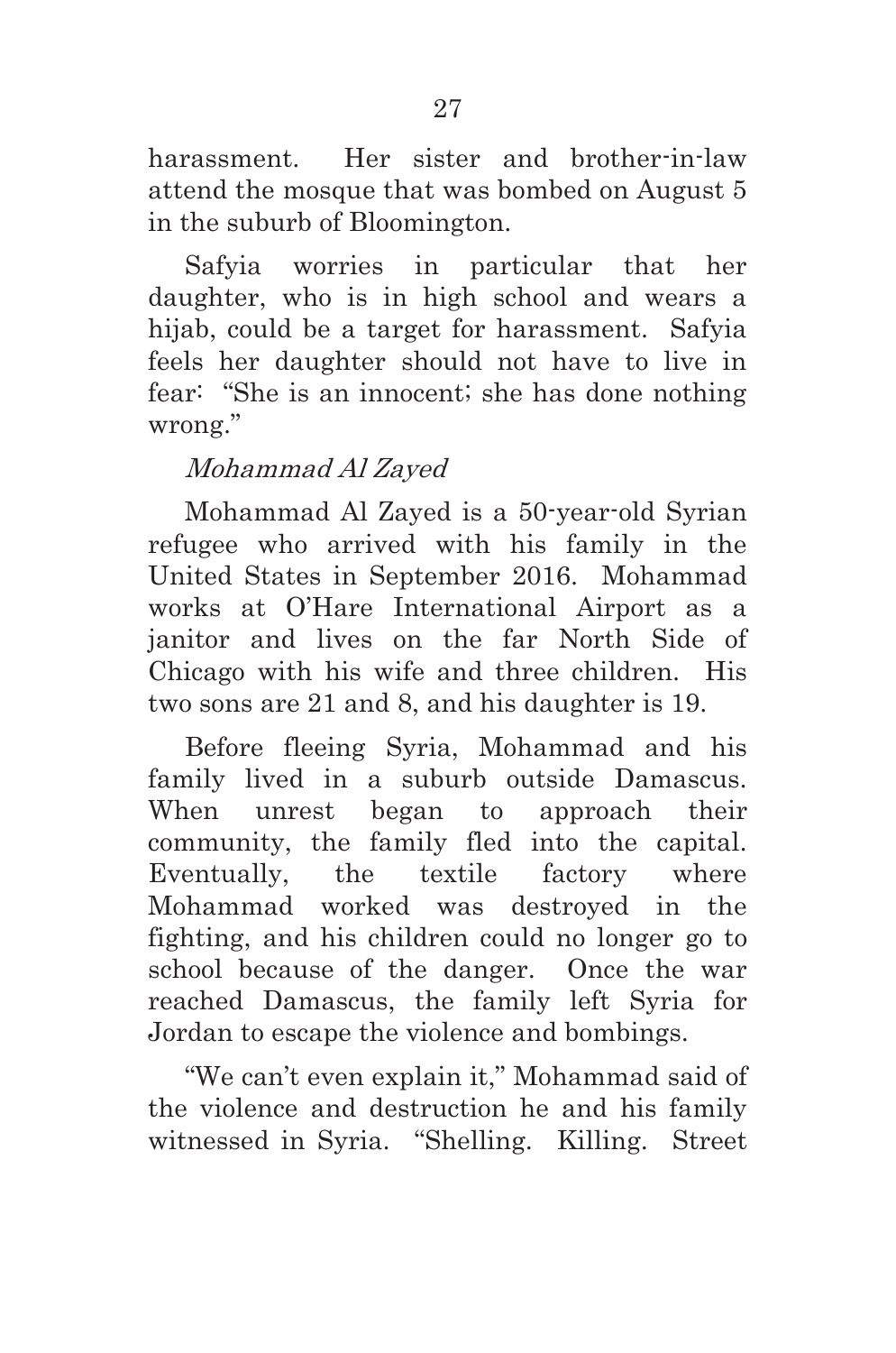harassment. Her sister and brother-in-law attend the mosque that was bombed on August 5 in the suburb of Bloomington.

Safyia worries in particular that her daughter, who is in high school and wears a hijab, could be a target for harassment. Safyia feels her daughter should not have to live in fear: "She is an innocent; she has done nothing wrong."

*Mohammad Al Zayed*

Mohammad Al Zayed is a 50-year-old Syrian refugee who arrived with his family in the United States in September 2016. Mohammad works at O'Hare International Airport as a janitor and lives on the far North Side of Chicago with his wife and three children. His two sons are 21 and 8, and his daughter is 19.

Before fleeing Syria, Mohammad and his family lived in a suburb outside Damascus. When unrest began to approach their community, the family fled into the capital. Eventually, the textile factory where Mohammad worked was destroyed in the fighting, and his children could no longer go to school because of the danger. Once the war reached Damascus, the family left Syria for Jordan to escape the violence and bombings.

"We can't even explain it," Mohammad said of the violence and destruction he and his family witnessed in Syria. "Shelling. Killing. Street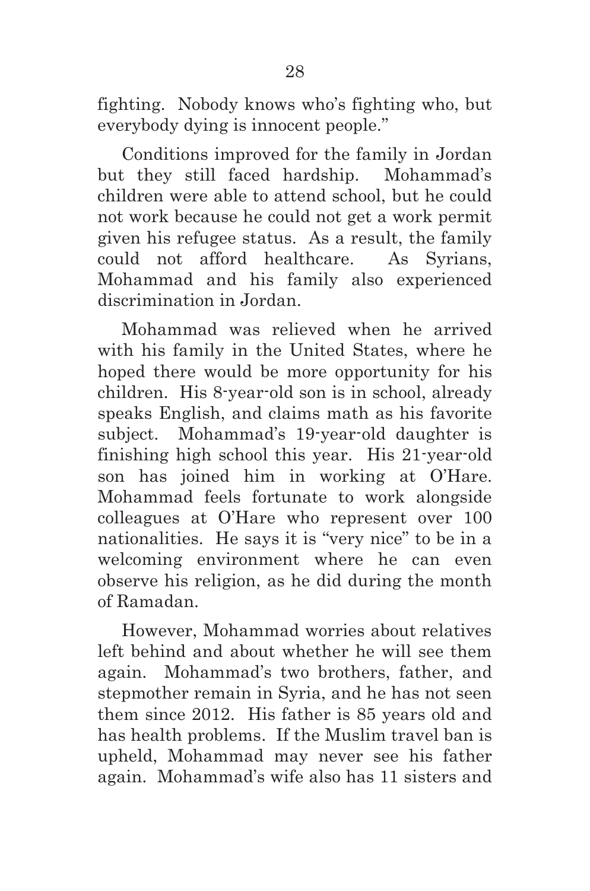fighting. Nobody knows who's fighting who, but everybody dying is innocent people."

Conditions improved for the family in Jordan but they still faced hardship. Mohammad's children were able to attend school, but he could not work because he could not get a work permit given his refugee status. As a result, the family could not afford healthcare. As Syrians, Mohammad and his family also experienced discrimination in Jordan.

Mohammad was relieved when he arrived with his family in the United States, where he hoped there would be more opportunity for his children. His 8-year-old son is in school, already speaks English, and claims math as his favorite subject. Mohammad's 19-year-old daughter is finishing high school this year. His 21-year-old son has joined him in working at O'Hare. Mohammad feels fortunate to work alongside colleagues at O'Hare who represent over 100 nationalities. He says it is "very nice" to be in a welcoming environment where he can even observe his religion, as he did during the month of Ramadan.

However, Mohammad worries about relatives left behind and about whether he will see them again. Mohammad's two brothers, father, and stepmother remain in Syria, and he has not seen them since 2012. His father is 85 years old and has health problems. If the Muslim travel ban is upheld, Mohammad may never see his father again. Mohammad's wife also has 11 sisters and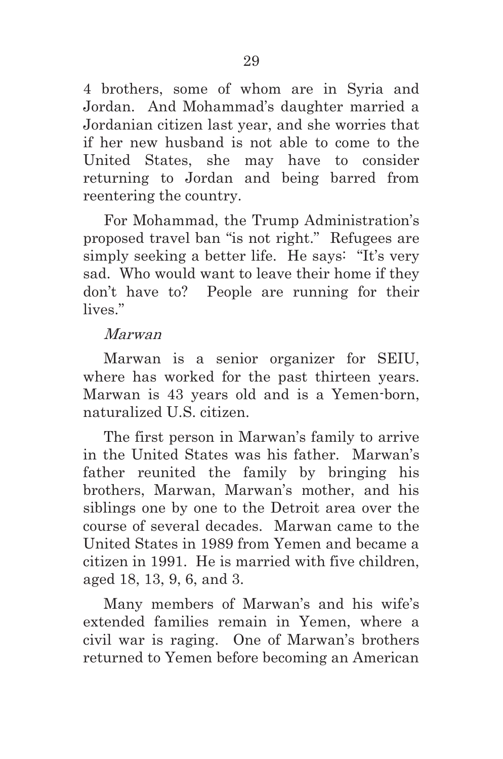4 brothers, some of whom are in Syria and Jordan. And Mohammad's daughter married a Jordanian citizen last year, and she worries that if her new husband is not able to come to the United States, she may have to consider returning to Jordan and being barred from reentering the country.

For Mohammad, the Trump Administration's proposed travel ban "is not right." Refugees are simply seeking a better life. He says: "It's very sad. Who would want to leave their home if they don't have to? People are running for their lives."

*Marwan*

Marwan is a senior organizer for SEIU, where has worked for the past thirteen years. Marwan is 43 years old and is a Yemen-born, naturalized U.S. citizen.

The first person in Marwan's family to arrive in the United States was his father. Marwan's father reunited the family by bringing his brothers, Marwan, Marwan's mother, and his siblings one by one to the Detroit area over the course of several decades. Marwan came to the United States in 1989 from Yemen and became a citizen in 1991. He is married with five children, aged 18, 13, 9, 6, and 3.

Many members of Marwan's and his wife's extended families remain in Yemen, where a civil war is raging. One of Marwan's brothers returned to Yemen before becoming an American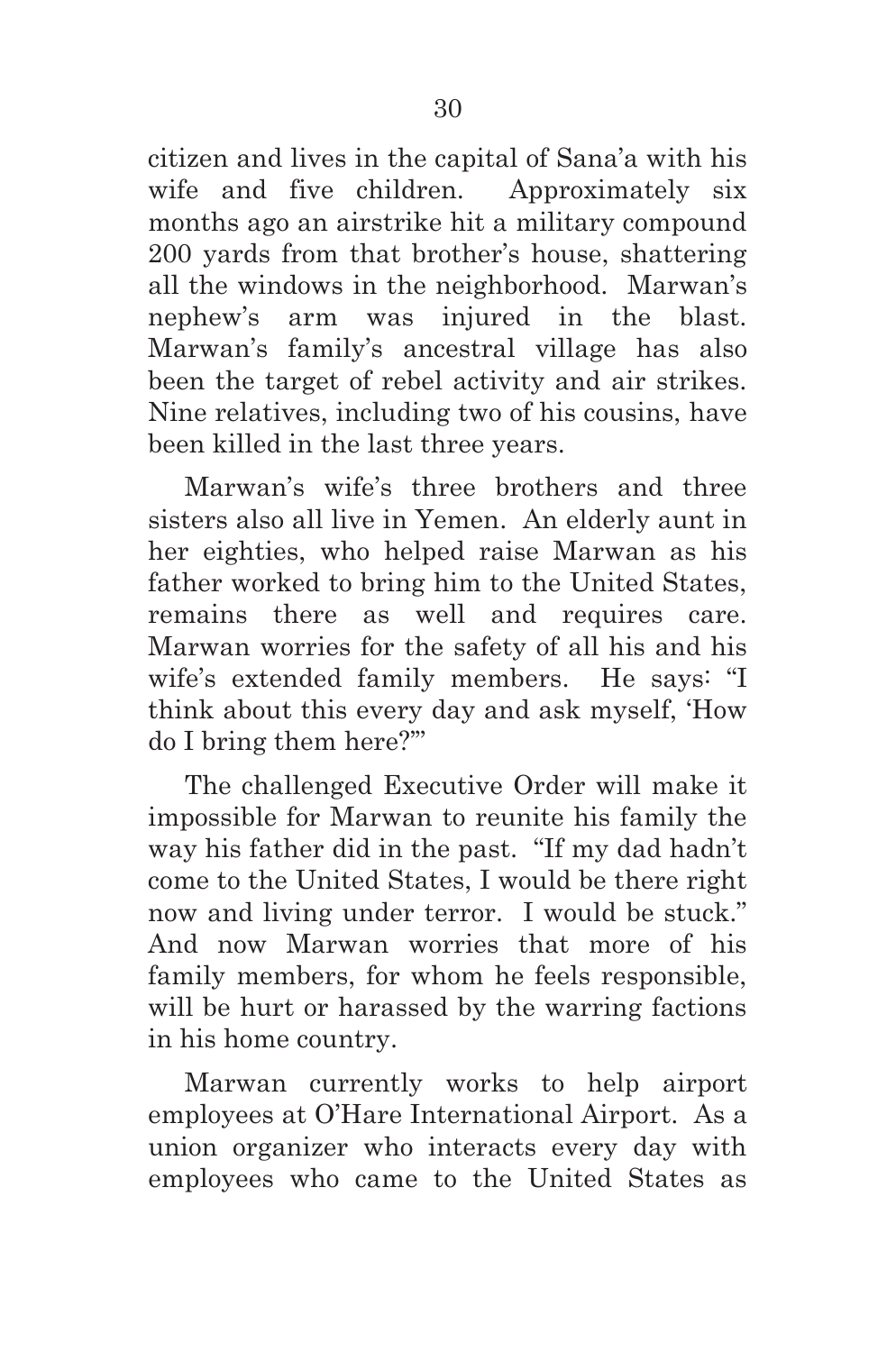citizen and lives in the capital of Sana'a with his wife and five children. Approximately six months ago an airstrike hit a military compound 200 yards from that brother's house, shattering all the windows in the neighborhood. Marwan's nephew's arm was injured in the blast. Marwan's family's ancestral village has also been the target of rebel activity and air strikes. Nine relatives, including two of his cousins, have been killed in the last three years.

Marwan's wife's three brothers and three sisters also all live in Yemen. An elderly aunt in her eighties, who helped raise Marwan as his father worked to bring him to the United States, remains there as well and requires care. Marwan worries for the safety of all his and his wife's extended family members. He says: "I think about this every day and ask myself, 'How do I bring them here?'"

The challenged Executive Order will make it impossible for Marwan to reunite his family the way his father did in the past. "If my dad hadn't come to the United States, I would be there right now and living under terror. I would be stuck." And now Marwan worries that more of his family members, for whom he feels responsible, will be hurt or harassed by the warring factions in his home country.

Marwan currently works to help airport employees at O'Hare International Airport. As a union organizer who interacts every day with employees who came to the United States as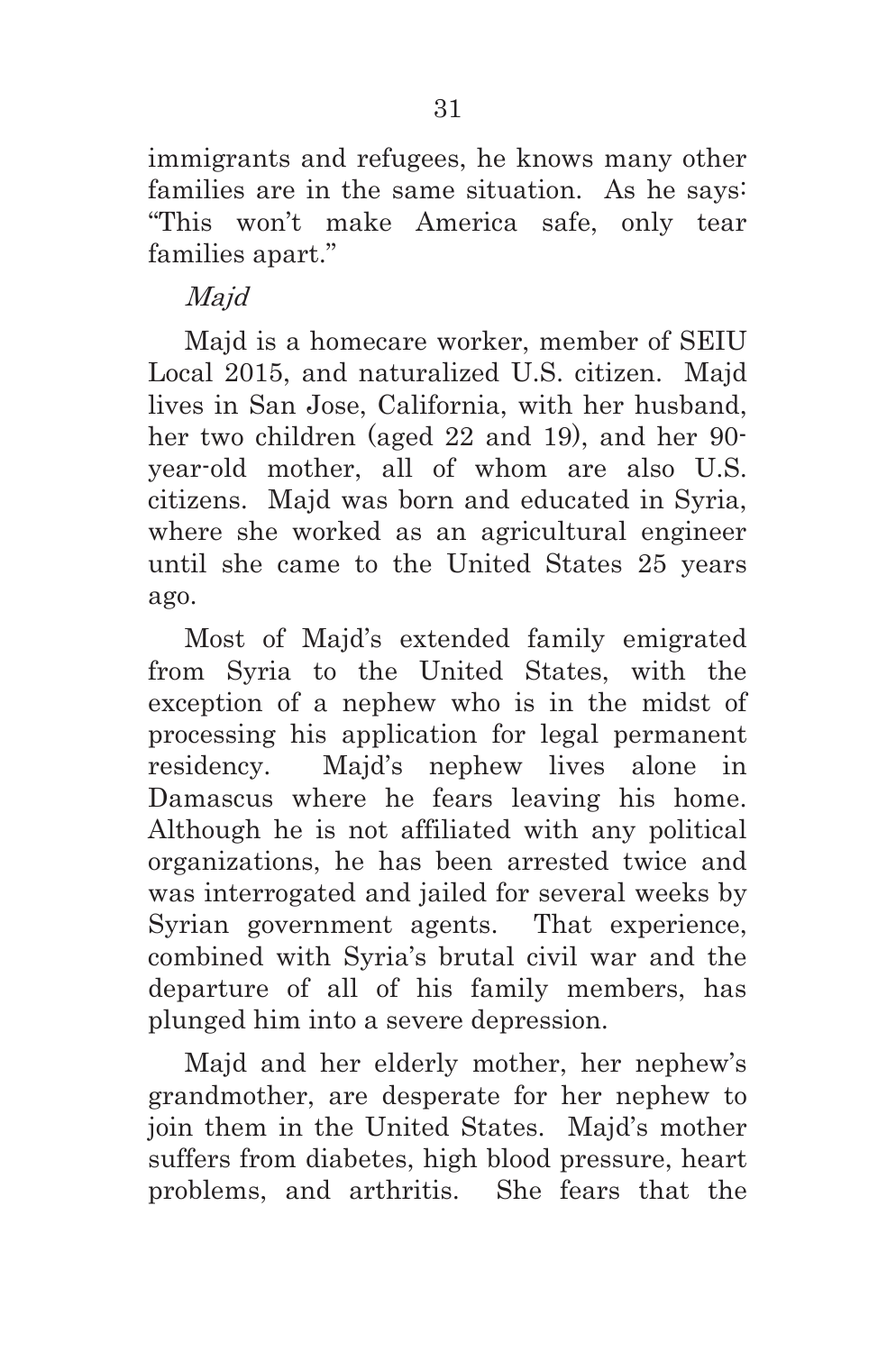immigrants and refugees, he knows many other families are in the same situation. As he says: "This won't make America safe, only tear families apart."

*Majd*

Majd is a homecare worker, member of SEIU Local 2015, and naturalized U.S. citizen. Majd lives in San Jose, California, with her husband, her two children (aged 22 and 19), and her 90-year-old mother, all of whom are also U.S. citizens. Majd was born and educated in Syria, where she worked as an agricultural engineer until she came to the United States 25 years ago.

Most of Majd's extended family emigrated from Syria to the United States, with the exception of a nephew who is in the midst of processing his application for legal permanent residency. Majd's nephew lives alone in Damascus where he fears leaving his home. Although he is not affiliated with any political organizations, he has been arrested twice and was interrogated and jailed for several weeks by Syrian government agents. That experience, combined with Syria's brutal civil war and the departure of all of his family members, has plunged him into a severe depression.

Majd and her elderly mother, her nephew's grandmother, are desperate for her nephew to join them in the United States. Majd's mother suffers from diabetes, high blood pressure, heart problems, and arthritis. She fears that the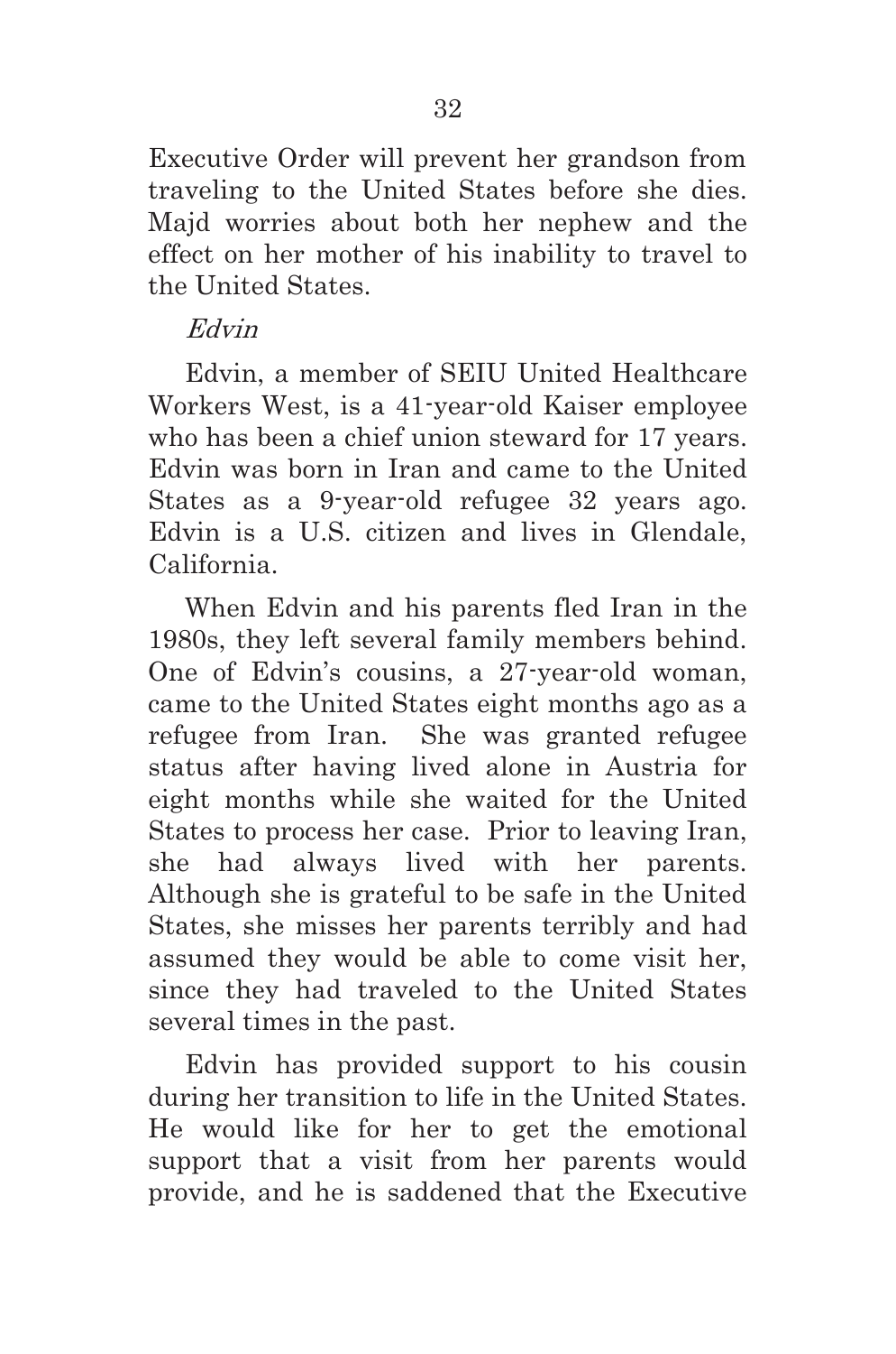Executive Order will prevent her grandson from traveling to the United States before she dies. Majd worries about both her nephew and the effect on her mother of his inability to travel to the United States.

*Edvin*

Edvin, a member of SEIU United Healthcare Workers West, is a 41-year-old Kaiser employee who has been a chief union steward for 17 years. Edvin was born in Iran and came to the United States as a 9-year-old refugee 32 years ago. Edvin is a U.S. citizen and lives in Glendale, California.

When Edvin and his parents fled Iran in the 1980s, they left several family members behind. One of Edvin's cousins, a 27-year-old woman, came to the United States eight months ago as a refugee from Iran. She was granted refugee status after having lived alone in Austria for eight months while she waited for the United States to process her case. Prior to leaving Iran, she had always lived with her parents. Although she is grateful to be safe in the United States, she misses her parents terribly and had assumed they would be able to come visit her, since they had traveled to the United States several times in the past.

Edvin has provided support to his cousin during her transition to life in the United States. He would like for her to get the emotional support that a visit from her parents would provide, and he is saddened that the Executive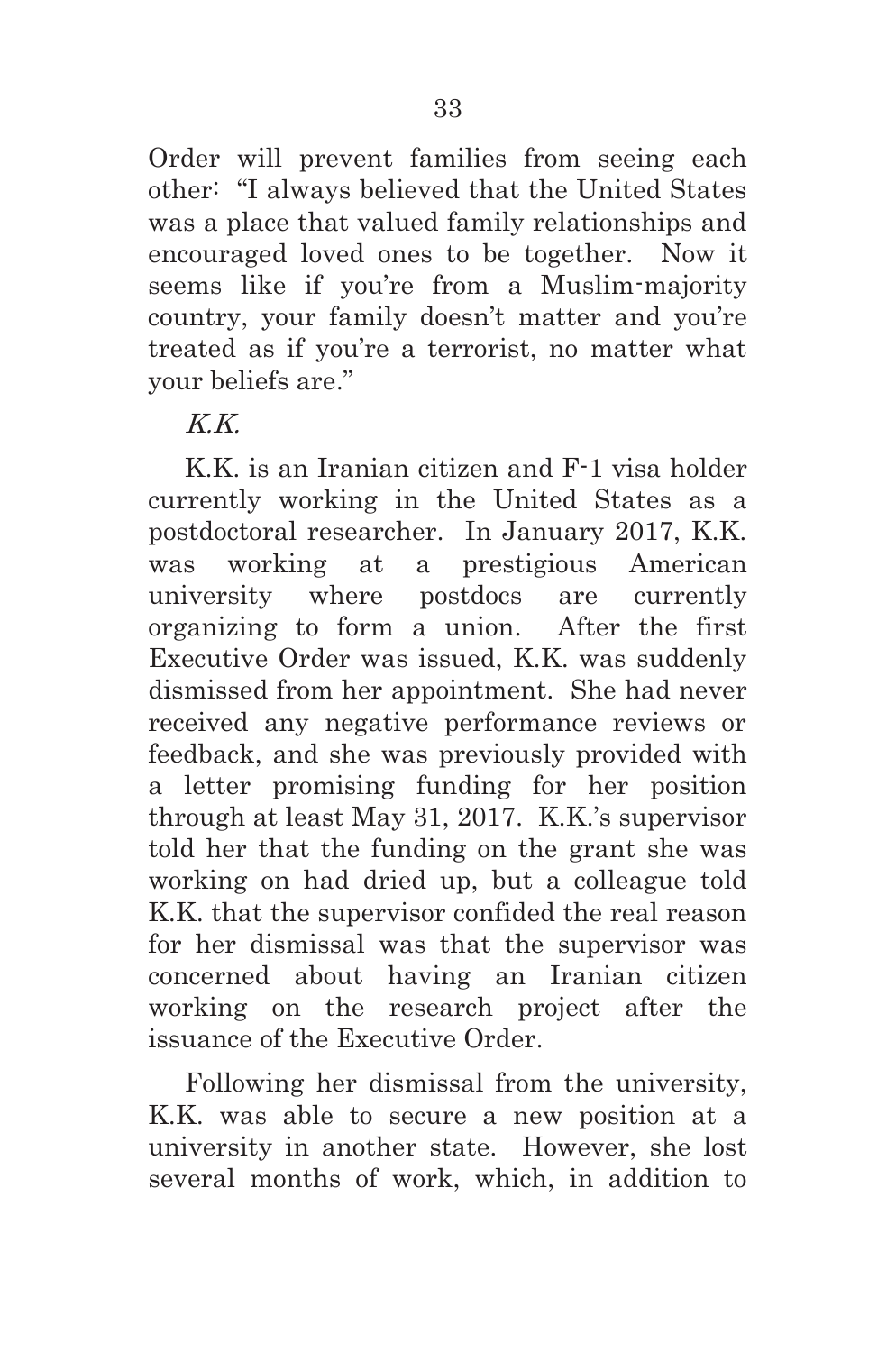Order will prevent families from seeing each other: "I always believed that the United States was a place that valued family relationships and encouraged loved ones to be together. Now it seems like if you're from a Muslim-majority country, your family doesn't matter and you're treated as if you're a terrorist, no matter what your beliefs are."

*K.K.*

K.K. is an Iranian citizen and F-1 visa holder currently working in the United States as a postdoctoral researcher. In January 2017, K.K. was working at a prestigious American university where postdocs are currently organizing to form a union. After the first Executive Order was issued, K.K. was suddenly dismissed from her appointment. She had never received any negative performance reviews or feedback, and she was previously provided with a letter promising funding for her position through at least May 31, 2017. K.K.'s supervisor told her that the funding on the grant she was working on had dried up, but a colleague told K.K. that the supervisor confided the real reason for her dismissal was that the supervisor was concerned about having an Iranian citizen working on the research project after the issuance of the Executive Order.

Following her dismissal from the university, K.K. was able to secure a new position at a university in another state. However, she lost several months of work, which, in addition to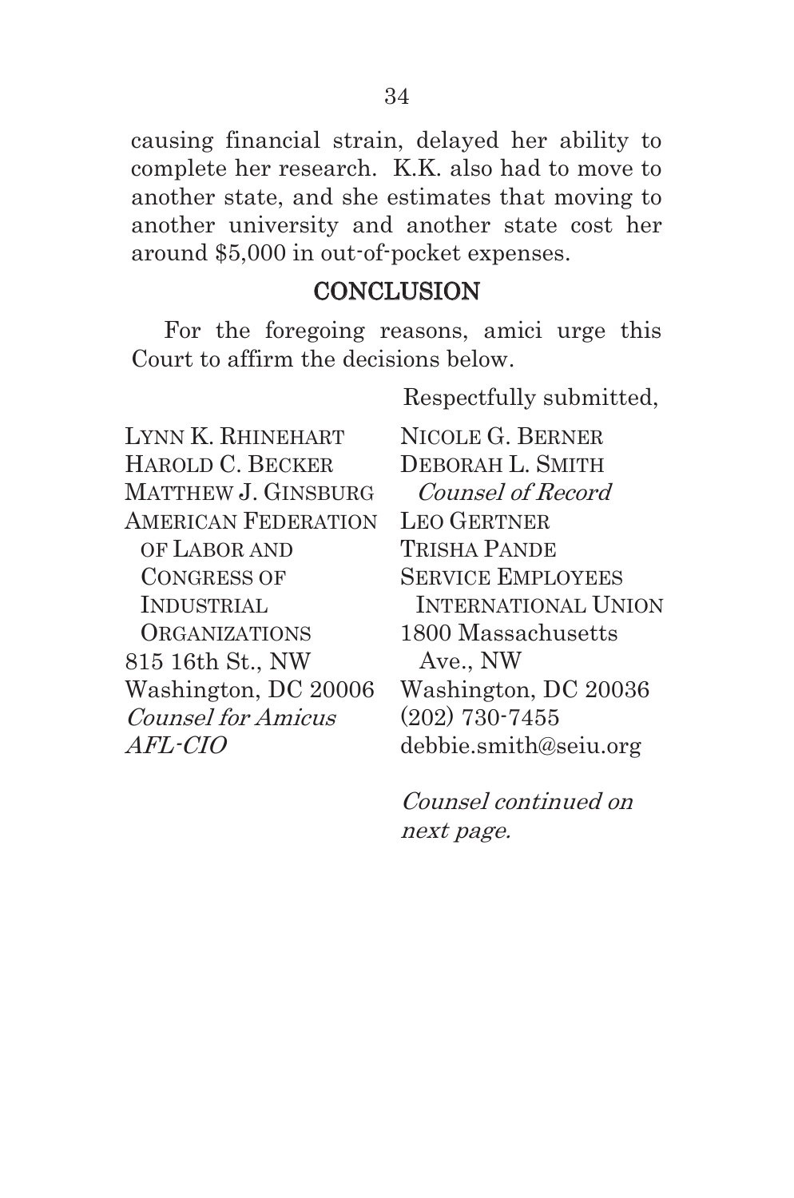causing financial strain, delayed her ability to complete her research. K.K. also had to move to another state, and she estimates that moving to another university and another state cost her around $5,000 in out-of-pocket expenses.

## CONCLUSION

For the foregoing reasons, amici urge this Court to affirm the decisions below.

Respectfully submitted,

LYNN K. RHINEHART
HAROLD C. BECKER
MATTHEW J. GINSBURG
AMERICAN FEDERATION OF LABOR AND CONGRESS OF INDUSTRIAL ORGANIZATIONS
815 16th St., NW
Washington, DC 20006
*Counsel for Amicus AFL-CIO*

NICOLE G. BERNER
DEBORAH L. SMITH
*Counsel of Record*
LEO GERTNER
TRISHA PANDE
SERVICE EMPLOYEES INTERNATIONAL UNION
1800 Massachusetts Ave., NW
Washington, DC 20036
(202) 730-7455
debbie.smith@seiu.org

*Counsel continued on next page.*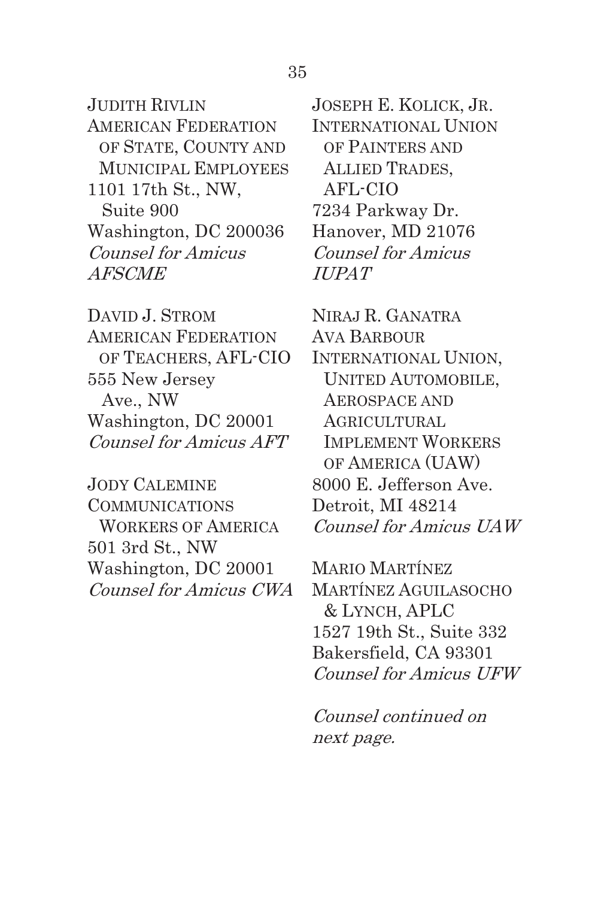JUDITH RIVLIN
AMERICAN FEDERATION OF STATE, COUNTY AND MUNICIPAL EMPLOYEES
1101 17th St., NW, Suite 900
Washington, DC 200036
*Counsel for Amicus AFSCME*

DAVID J. STROM
AMERICAN FEDERATION OF TEACHERS, AFL-CIO
555 New Jersey Ave., NW
Washington, DC 20001
*Counsel for Amicus AFT*

JODY CALEMINE
COMMUNICATIONS WORKERS OF AMERICA
501 3rd St., NW
Washington, DC 20001
*Counsel for Amicus CWA*

JOSEPH E. KOLICK, JR.
INTERNATIONAL UNION OF PAINTERS AND ALLIED TRADES, AFL-CIO
7234 Parkway Dr.
Hanover, MD 21076
*Counsel for Amicus IUPAT*

NIRAJ R. GANATRA
AVA BARBOUR
INTERNATIONAL UNION, UNITED AUTOMOBILE, AEROSPACE AND AGRICULTURAL IMPLEMENT WORKERS OF AMERICA (UAW)
8000 E. Jefferson Ave.
Detroit, MI 48214
*Counsel for Amicus UAW*

MARIO MARTÍNEZ
MARTÍNEZ AGUILASOCHO & LYNCH, APLC
1527 19th St., Suite 332
Bakersfield, CA 93301
*Counsel for Amicus UFW*

*Counsel continued on next page.*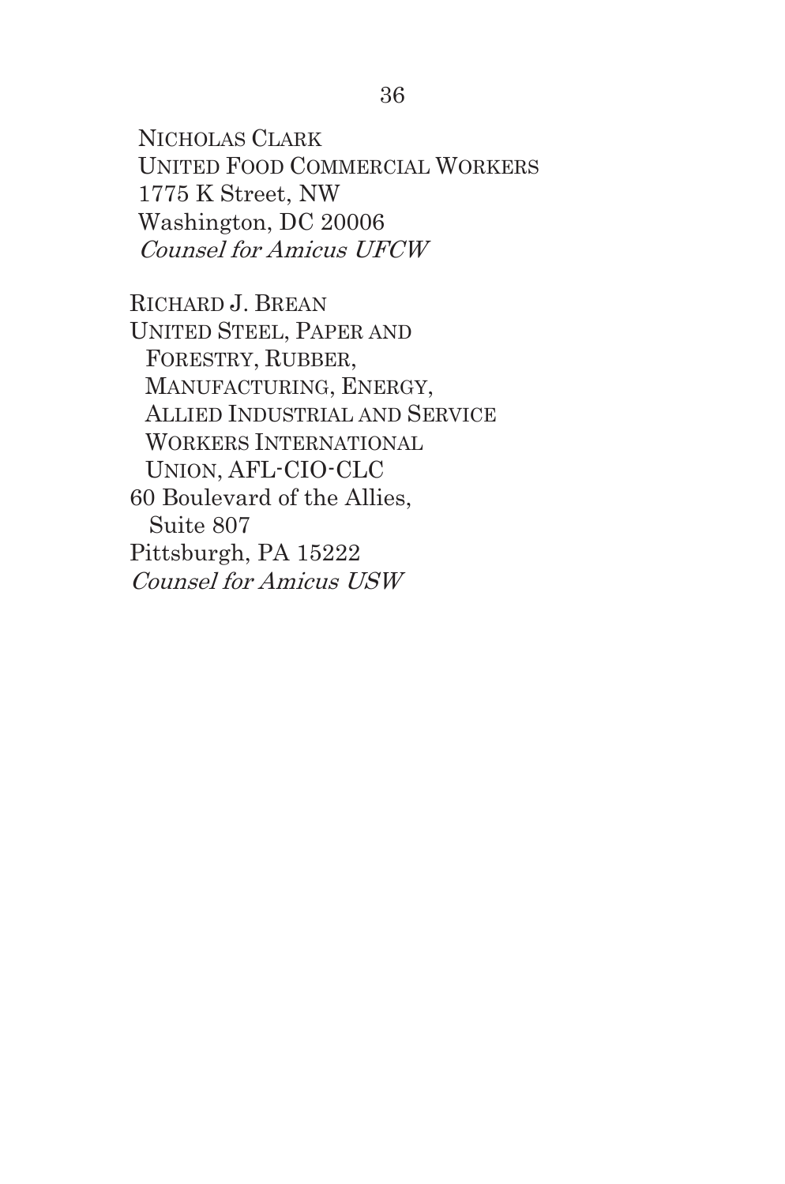NICHOLAS CLARK
UNITED FOOD COMMERCIAL WORKERS
1775 K Street, NW
Washington, DC 20006
*Counsel for Amicus UFCW*

RICHARD J. BREAN
UNITED STEEL, PAPER AND
FORESTRY, RUBBER,
MANUFACTURING, ENERGY,
ALLIED INDUSTRIAL AND SERVICE
WORKERS INTERNATIONAL
UNION, AFL-CIO-CLC
60 Boulevard of the Allies,
Suite 807
Pittsburgh, PA 15222
*Counsel for Amicus USW*